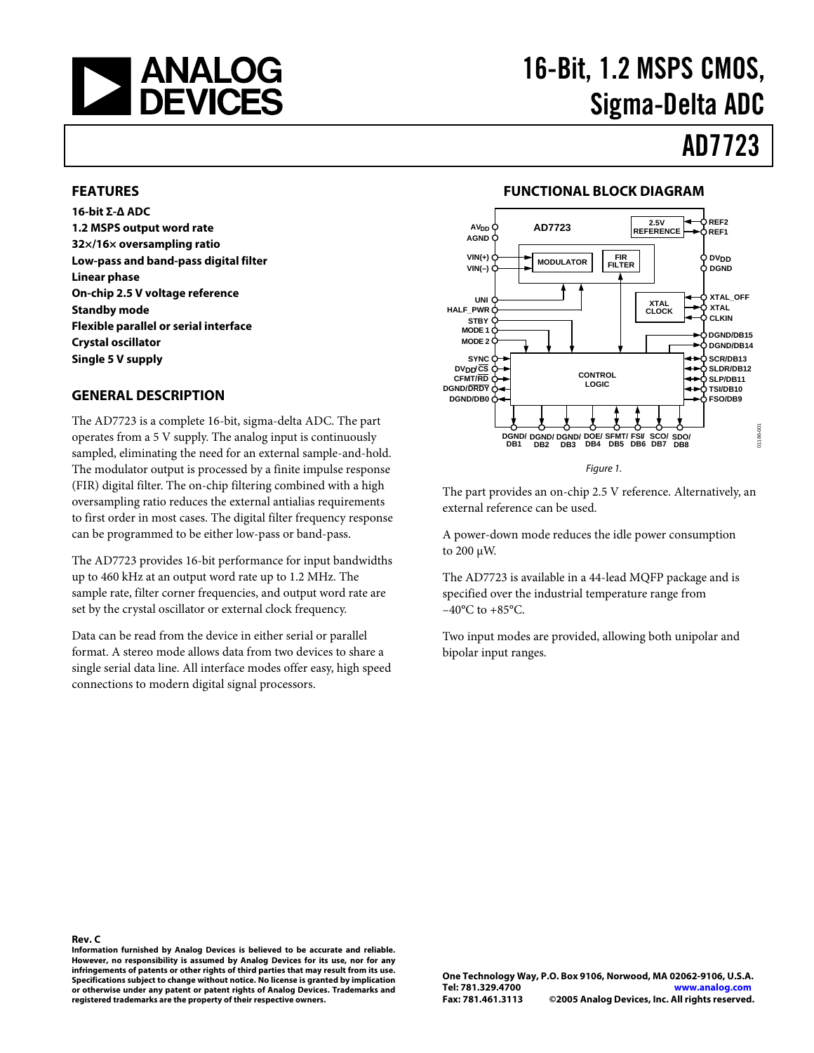# 16-Bit, 1.2 MSPS CMOS, Sigma-Delta ADC

# AD7723

## FEATURES

**16-bit Σ-Δ ADC**
**1.2 MSPS output word rate**
**32×/16× oversampling ratio**
**Low-pass and band-pass digital filter**
**Linear phase**
**On-chip 2.5 V voltage reference**
**Standby mode**
**Flexible parallel or serial interface**
**Crystal oscillator**
**Single 5 V supply**

## GENERAL DESCRIPTION

The AD7723 is a complete 16-bit, sigma-delta ADC. The part operates from a 5 V supply. The analog input is continuously sampled, eliminating the need for an external sample-and-hold. The modulator output is processed by a finite impulse response (FIR) digital filter. The on-chip filtering combined with a high oversampling ratio reduces the external antialias requirements to first order in most cases. The digital filter frequency response can be programmed to be either low-pass or band-pass.

The AD7723 provides 16-bit performance for input bandwidths up to 460 kHz at an output word rate up to 1.2 MHz. The sample rate, filter corner frequencies, and output word rate are set by the crystal oscillator or external clock frequency.

Data can be read from the device in either serial or parallel format. A stereo mode allows data from two devices to share a single serial data line. All interface modes offer easy, high speed connections to modern digital signal processors.

## FUNCTIONAL BLOCK DIAGRAM

Figure 1.

The part provides an on-chip 2.5 V reference. Alternatively, an external reference can be used.

A power-down mode reduces the idle power consumption to 200 μW.

The AD7723 is available in a 44-lead MQFP package and is specified over the industrial temperature range from −40°C to +85°C.

Two input modes are provided, allowing both unipolar and bipolar input ranges.

**Rev. C**

**Information furnished by Analog Devices is believed to be accurate and reliable. However, no responsibility is assumed by Analog Devices for its use, nor for any infringements of patents or other rights of third parties that may result from its use. Specifications subject to change without notice. No license is granted by implication or otherwise under any patent or patent rights of Analog Devices. Trademarks and registered trademarks are the property of their respective owners.**

**One Technology Way, P.O. Box 9106, Norwood, MA 02062-9106, U.S.A.**
**Tel: 781.329.4700** **www.analog.com**
**Fax: 781.461.3113** **©2005 Analog Devices, Inc. All rights reserved.**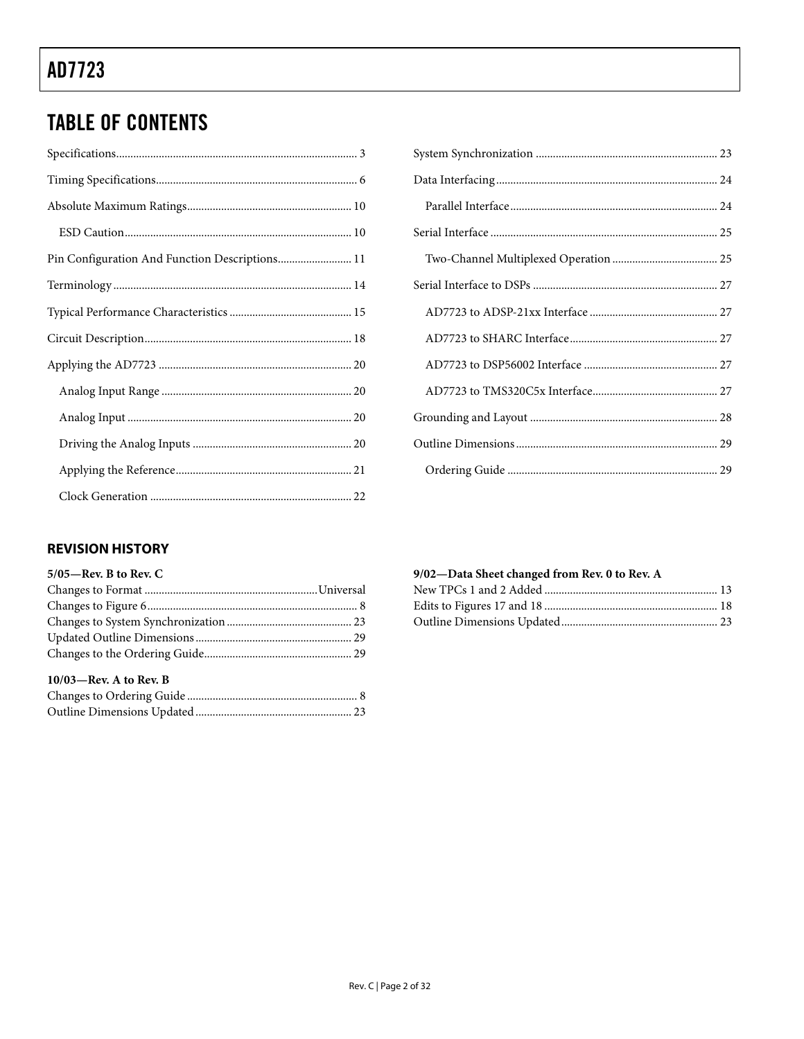## TABLE OF CONTENTS

Specifications .... 3

Timing Specifications .... 6

Absolute Maximum Ratings .... 10

  ESD Caution .... 10

Pin Configuration And Function Descriptions .... 11

Terminology .... 14

Typical Performance Characteristics .... 15

Circuit Description .... 18

Applying the AD7723 .... 20

  Analog Input Range .... 20

  Analog Input .... 20

  Driving the Analog Inputs .... 20

  Applying the Reference .... 21

  Clock Generation .... 22

System Synchronization .... 23

Data Interfacing .... 24

  Parallel Interface .... 24

Serial Interface .... 25

  Two-Channel Multiplexed Operation .... 25

Serial Interface to DSPs .... 27

  AD7723 to ADSP-21xx Interface .... 27

  AD7723 to SHARC Interface .... 27

  AD7723 to DSP56002 Interface .... 27

  AD7723 to TMS320C5x Interface .... 27

Grounding and Layout .... 28

Outline Dimensions .... 29

  Ordering Guide .... 29

### REVISION HISTORY

**5/05—Rev. B to Rev. C**

Changes to Format .... Universal
Changes to Figure 6 .... 8
Changes to System Synchronization .... 23
Updated Outline Dimensions .... 29
Changes to the Ordering Guide .... 29

**10/03—Rev. A to Rev. B**

Changes to Ordering Guide .... 8
Outline Dimensions Updated .... 23

**9/02—Data Sheet changed from Rev. 0 to Rev. A**

New TPCs 1 and 2 Added .... 13
Edits to Figures 17 and 18 .... 18
Outline Dimensions Updated .... 23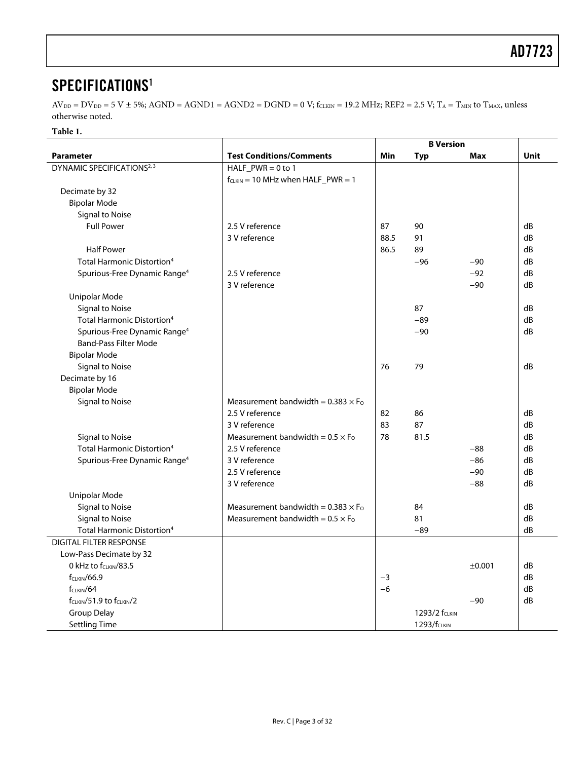## SPECIFICATIONS[1]

$AV_{DD} = DV_{DD} = 5\ V \pm 5\%$; AGND = AGND1 = AGND2 = DGND = 0 V; $f_{CLKIN} = 19.2\ MHz$; REF2 = 2.5 V; $T_A = T_{MIN}$ to $T_{MAX}$, unless otherwise noted.

**Table 1.**

| Parameter | Test Conditions/Comments | B Version | | | Unit |
|---|---|---|---|---|---|
| | | Min | Typ | Max | |
| DYNAMIC SPECIFICATIONS[2, 3] | HALF_PWR = 0 to 1 | | | | |
| | $f_{CLKIN} = 10\ MHz$ when HALF_PWR = 1 | | | | |
| Decimate by 32 | | | | | |
| Bipolar Mode | | | | | |
| Signal to Noise | | | | | |
| Full Power | 2.5 V reference | 87 | 90 | | dB |
| | 3 V reference | 88.5 | 91 | | dB |
| Half Power | | 86.5 | 89 | | dB |
| Total Harmonic Distortion[4] | | | −96 | −90 | dB |
| Spurious-Free Dynamic Range[4] | 2.5 V reference | | | −92 | dB |
| | 3 V reference | | | −90 | dB |
| Unipolar Mode | | | | | |
| Signal to Noise | | | 87 | | dB |
| Total Harmonic Distortion[4] | | | −89 | | dB |
| Spurious-Free Dynamic Range[4] | | | −90 | | dB |
| Band-Pass Filter Mode | | | | | |
| Bipolar Mode | | | | | |
| Signal to Noise | | 76 | 79 | | dB |
| Decimate by 16 | | | | | |
| Bipolar Mode | | | | | |
| Signal to Noise | Measurement bandwidth = $0.383 \times F_O$ | | | | |
| | 2.5 V reference | 82 | 86 | | dB |
| | 3 V reference | 83 | 87 | | dB |
| Signal to Noise | Measurement bandwidth = $0.5 \times F_O$ | 78 | 81.5 | | dB |
| Total Harmonic Distortion[4] | 2.5 V reference | | | −88 | dB |
| Spurious-Free Dynamic Range[4] | 3 V reference | | | −86 | dB |
| | 2.5 V reference | | | −90 | dB |
| | 3 V reference | | | −88 | dB |
| Unipolar Mode | | | | | |
| Signal to Noise | Measurement bandwidth = $0.383 \times F_O$ | | 84 | | dB |
| Signal to Noise | Measurement bandwidth = $0.5 \times F_O$ | | 81 | | dB |
| Total Harmonic Distortion[4] | | | −89 | | dB |
| DIGITAL FILTER RESPONSE | | | | | |
| Low-Pass Decimate by 32 | | | | | |
| 0 kHz to $f_{CLKIN}/83.5$ | | | | ±0.001 | dB |
| $f_{CLKIN}/66.9$ | | −3 | | | dB |
| $f_{CLKIN}/64$ | | −6 | | | dB |
| $f_{CLKIN}/51.9$ to $f_{CLKIN}/2$ | | | | −90 | dB |
| Group Delay | | | $1293/2\ f_{CLKIN}$ | | |
| Settling Time | | | $1293/f_{CLKIN}$ | | |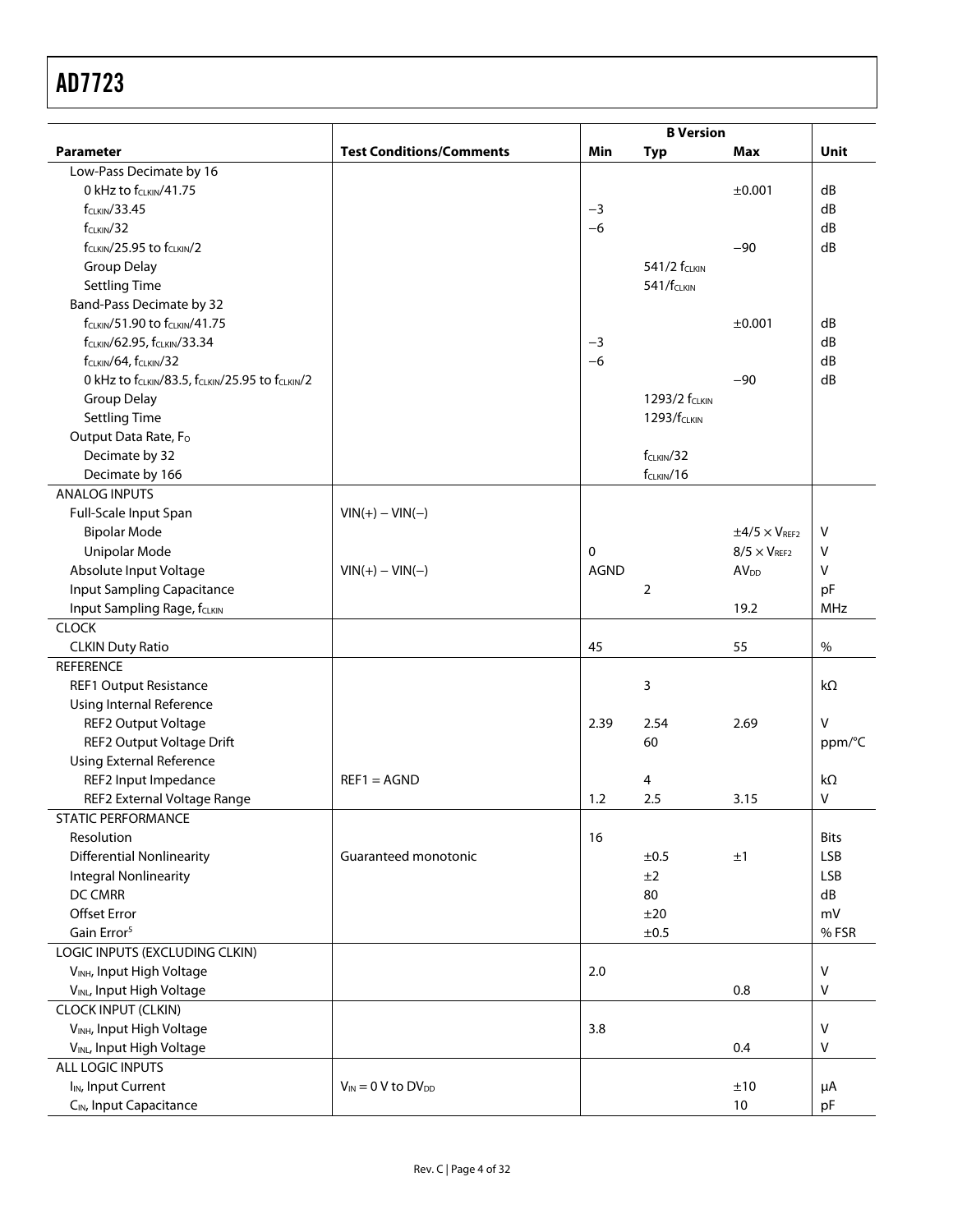| Parameter | Test Conditions/Comments | B Version | | | Unit |
|---|---|---|---|---|---|
| | | Min | Typ | Max | |
| Low-Pass Decimate by 16 | | | | | |
| 0 kHz to $f_{CLKIN}$/41.75 | | | | ±0.001 | dB |
| $f_{CLKIN}$/33.45 | | −3 | | | dB |
| $f_{CLKIN}$/32 | | −6 | | | dB |
| $f_{CLKIN}$/25.95 to $f_{CLKIN}$/2 | | | | −90 | dB |
| Group Delay | | | 541/2 $f_{CLKIN}$ | | |
| Settling Time | | | 541/$f_{CLKIN}$ | | |
| Band-Pass Decimate by 32 | | | | | |
| $f_{CLKIN}$/51.90 to $f_{CLKIN}$/41.75 | | | | ±0.001 | dB |
| $f_{CLKIN}$/62.95, $f_{CLKIN}$/33.34 | | −3 | | | dB |
| $f_{CLKIN}$/64, $f_{CLKIN}$/32 | | −6 | | | dB |
| 0 kHz to $f_{CLKIN}$/83.5, $f_{CLKIN}$/25.95 to $f_{CLKIN}$/2 | | | | −90 | dB |
| Group Delay | | | 1293/2 $f_{CLKIN}$ | | |
| Settling Time | | | 1293/$f_{CLKIN}$ | | |
| Output Data Rate, $F_O$ | | | | | |
| Decimate by 32 | | | $f_{CLKIN}$/32 | | |
| Decimate by 166 | | | $f_{CLKIN}$/16 | | |
| ANALOG INPUTS | | | | | |
| Full-Scale Input Span | VIN(+) − VIN(−) | | | | |
| Bipolar Mode | | | | ±4/5 × $V_{REF2}$ | V |
| Unipolar Mode | | 0 | | 8/5 × $V_{REF2}$ | V |
| Absolute Input Voltage | VIN(+) − VIN(−) | AGND | | $AV_{DD}$ | V |
| Input Sampling Capacitance | | | 2 | | pF |
| Input Sampling Rage, $f_{CLKIN}$ | | | | 19.2 | MHz |
| CLOCK | | | | | |
| CLKIN Duty Ratio | | 45 | | 55 | % |
| REFERENCE | | | | | |
| REF1 Output Resistance | | | 3 | | kΩ |
| Using Internal Reference | | | | | |
| REF2 Output Voltage | | 2.39 | 2.54 | 2.69 | V |
| REF2 Output Voltage Drift | | | 60 | | ppm/°C |
| Using External Reference | | | | | |
| REF2 Input Impedance | REF1 = AGND | | 4 | | kΩ |
| REF2 External Voltage Range | | 1.2 | 2.5 | 3.15 | V |
| STATIC PERFORMANCE | | | | | |
| Resolution | | 16 | | | Bits |
| Differential Nonlinearity | Guaranteed monotonic | | ±0.5 | ±1 | LSB |
| Integral Nonlinearity | | | ±2 | | LSB |
| DC CMRR | | | 80 | | dB |
| Offset Error | | | ±20 | | mV |
| Gain Error[5] | | | ±0.5 | | % FSR |
| LOGIC INPUTS (EXCLUDING CLKIN) | | | | | |
| $V_{INH}$, Input High Voltage | | 2.0 | | | V |
| $V_{INL}$, Input High Voltage | | | | 0.8 | V |
| CLOCK INPUT (CLKIN) | | | | | |
| $V_{INH}$, Input High Voltage | | 3.8 | | | V |
| $V_{INL}$, Input High Voltage | | | | 0.4 | V |
| ALL LOGIC INPUTS | | | | | |
| $I_{IN}$, Input Current | $V_{IN}$ = 0 V to $DV_{DD}$ | | | ±10 | μA |
| $C_{IN}$, Input Capacitance | | | | 10 | pF |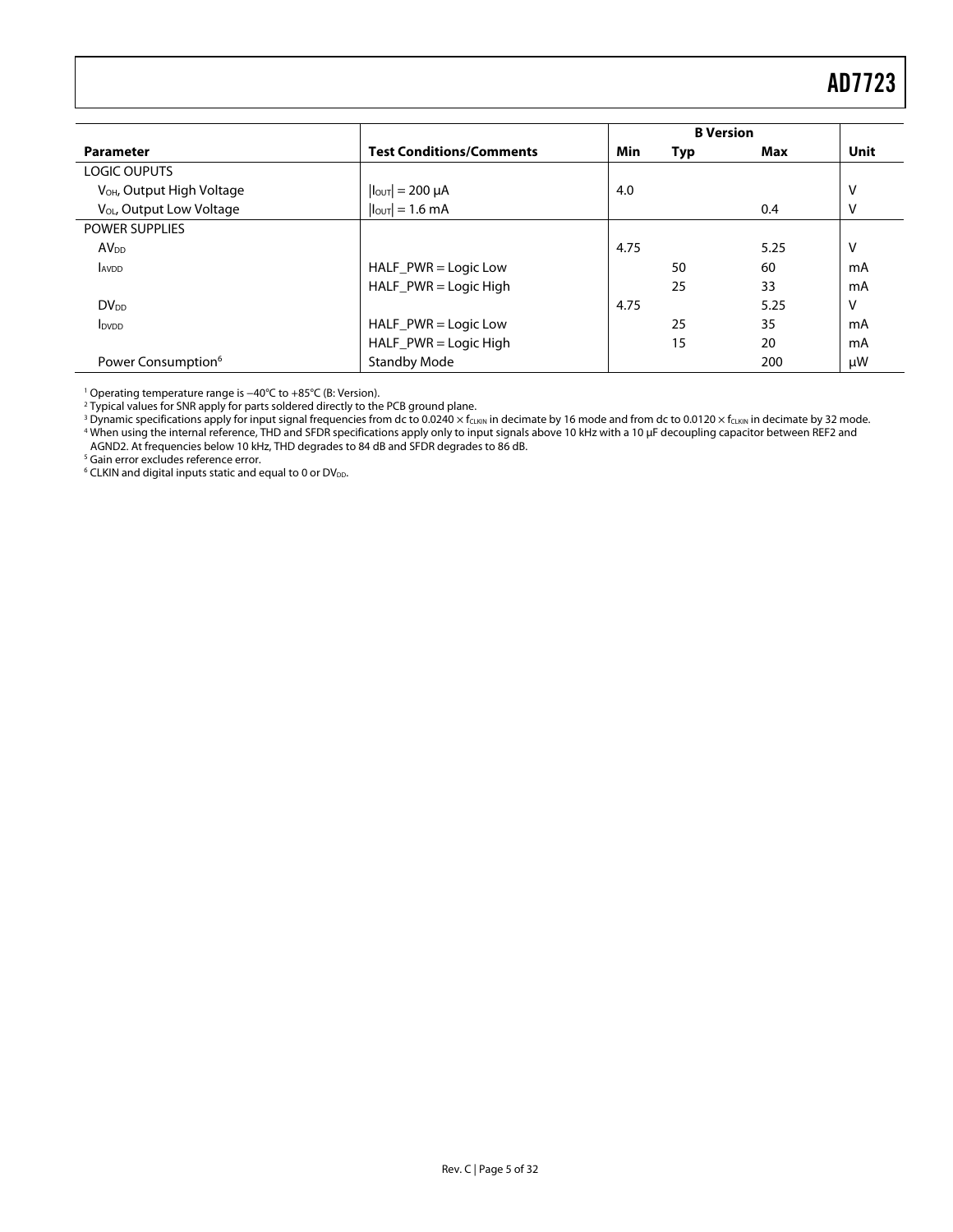| Parameter | Test Conditions/Comments | B Version | | | Unit |
|---|---|---|---|---|---|
| | | Min | Typ | Max | |
| LOGIC OUPUTS | | | | | |
| $V_{OH}$, Output High Voltage | $\lvert I_{OUT} \rvert$ = 200 μA | 4.0 | | | V |
| $V_{OL}$, Output Low Voltage | $\lvert I_{OUT} \rvert$ = 1.6 mA | | | 0.4 | V |
| POWER SUPPLIES | | | | | |
| $AV_{DD}$ | | 4.75 | | 5.25 | V |
| $I_{AVDD}$ | HALF_PWR = Logic Low | | 50 | 60 | mA |
| | HALF_PWR = Logic High | | 25 | 33 | mA |
| $DV_{DD}$ | | 4.75 | | 5.25 | V |
| $I_{DVDD}$ | HALF_PWR = Logic Low | | 25 | 35 | mA |
| | HALF_PWR = Logic High | | 15 | 20 | mA |
| Power Consumption[6] | Standby Mode | | | 200 | μW |

[1] Operating temperature range is −40°C to +85°C (B: Version).
[2] Typical values for SNR apply for parts soldered directly to the PCB ground plane.
[3] Dynamic specifications apply for input signal frequencies from dc to 0.0240 × $f_{CLKIN}$ in decimate by 16 mode and from dc to 0.0120 × $f_{CLKIN}$ in decimate by 32 mode.
[4] When using the internal reference, THD and SFDR specifications apply only to input signals above 10 kHz with a 10 μF decoupling capacitor between REF2 and AGND2. At frequencies below 10 kHz, THD degrades to 84 dB and SFDR degrades to 86 dB.
[5] Gain error excludes reference error.
[6] CLKIN and digital inputs static and equal to 0 or $DV_{DD}$.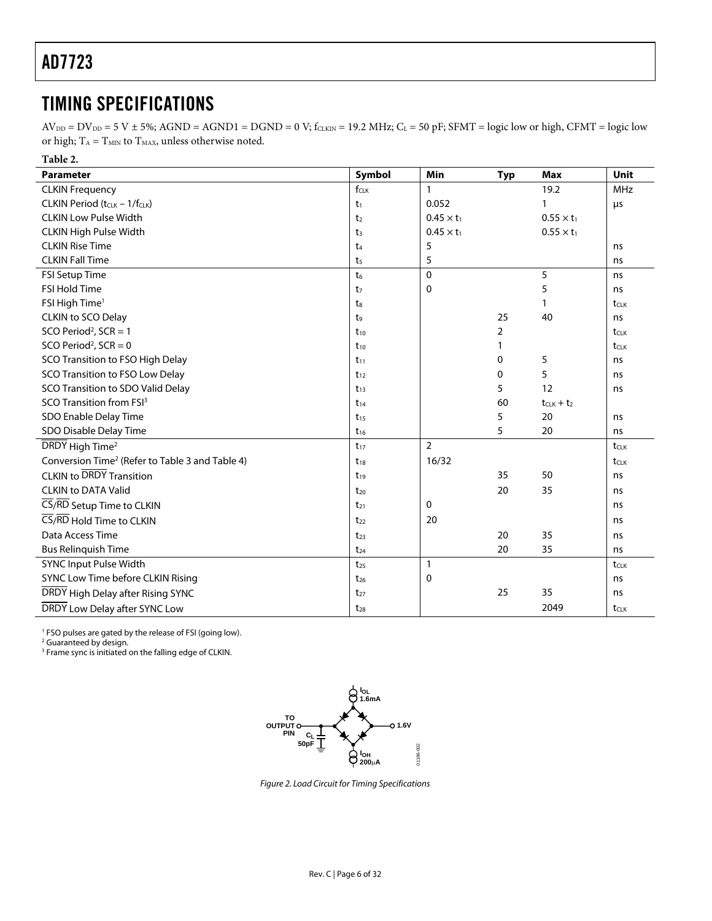# TIMING SPECIFICATIONS

$AV_{DD} = DV_{DD} = 5$ V ± 5%; AGND = AGND1 = DGND = 0 V; $f_{CLKIN} = 19.2$ MHz; $C_L = 50$ pF; SFMT = logic low or high, CFMT = logic low or high; $T_A = T_{MIN}$ to $T_{MAX}$, unless otherwise noted.

**Table 2.**

| Parameter | Symbol | Min | Typ | Max | Unit |
|---|---|---|---|---|---|
| CLKIN Frequency | $f_{CLK}$ | 1 | | 19.2 | MHz |
| CLKIN Period ($t_{CLK} - 1/f_{CLK}$) | $t_1$ | 0.052 | | 1 | µs |
| CLKIN Low Pulse Width | $t_2$ | $0.45 \times t_1$ | | $0.55 \times t_1$ | |
| CLKIN High Pulse Width | $t_3$ | $0.45 \times t_1$ | | $0.55 \times t_1$ | |
| CLKIN Rise Time | $t_4$ | 5 | | | ns |
| CLKIN Fall Time | $t_5$ | 5 | | | ns |
| FSI Setup Time | $t_6$ | 0 | | 5 | ns |
| FSI Hold Time | $t_7$ | 0 | | 5 | ns |
| FSI High Time[1] | $t_8$ | | | 1 | $t_{CLK}$ |
| CLKIN to SCO Delay | $t_9$ | | 25 | 40 | ns |
| SCO Period[2], SCR = 1 | $t_{10}$ | | 2 | | $t_{CLK}$ |
| SCO Period[2], SCR = 0 | $t_{10}$ | | 1 | | $t_{CLK}$ |
| SCO Transition to FSO High Delay | $t_{11}$ | | 0 | 5 | ns |
| SCO Transition to FSO Low Delay | $t_{12}$ | | 0 | 5 | ns |
| SCO Transition to SDO Valid Delay | $t_{13}$ | | 5 | 12 | ns |
| SCO Transition from FSI[3] | $t_{14}$ | | 60 | $t_{CLK} + t_2$ | |
| SDO Enable Delay Time | $t_{15}$ | | 5 | 20 | ns |
| SDO Disable Delay Time | $t_{16}$ | | 5 | 20 | ns |
| $\overline{\text{DRDY}}$ High Time[2] | $t_{17}$ | 2 | | | $t_{CLK}$ |
| Conversion Time[2] (Refer to Table 3 and Table 4) | $t_{18}$ | 16/32 | | | $t_{CLK}$ |
| CLKIN to $\overline{\text{DRDY}}$ Transition | $t_{19}$ | | 35 | 50 | ns |
| CLKIN to DATA Valid | $t_{20}$ | | 20 | 35 | ns |
| $\overline{\text{CS}}$/$\overline{\text{RD}}$ Setup Time to CLKIN | $t_{21}$ | 0 | | | ns |
| $\overline{\text{CS}}$/$\overline{\text{RD}}$ Hold Time to CLKIN | $t_{22}$ | 20 | | | ns |
| Data Access Time | $t_{23}$ | | 20 | 35 | ns |
| Bus Relinquish Time | $t_{24}$ | | 20 | 35 | ns |
| SYNC Input Pulse Width | $t_{25}$ | 1 | | | $t_{CLK}$ |
| SYNC Low Time before CLKIN Rising | $t_{26}$ | 0 | | | ns |
| $\overline{\text{DRDY}}$ High Delay after Rising SYNC | $t_{27}$ | | 25 | 35 | ns |
| $\overline{\text{DRDY}}$ Low Delay after SYNC Low | $t_{28}$ | | | 2049 | $t_{CLK}$ |

[1] FSO pulses are gated by the release of FSI (going low).
[2] Guaranteed by design.
[3] Frame sync is initiated on the falling edge of CLKIN.

TO OUTPUT PIN, $C_L$ 50pF, $I_{OL}$ 1.6mA, $I_{OH}$ 200µA, 1.6V

*Figure 2. Load Circuit for Timing Specifications*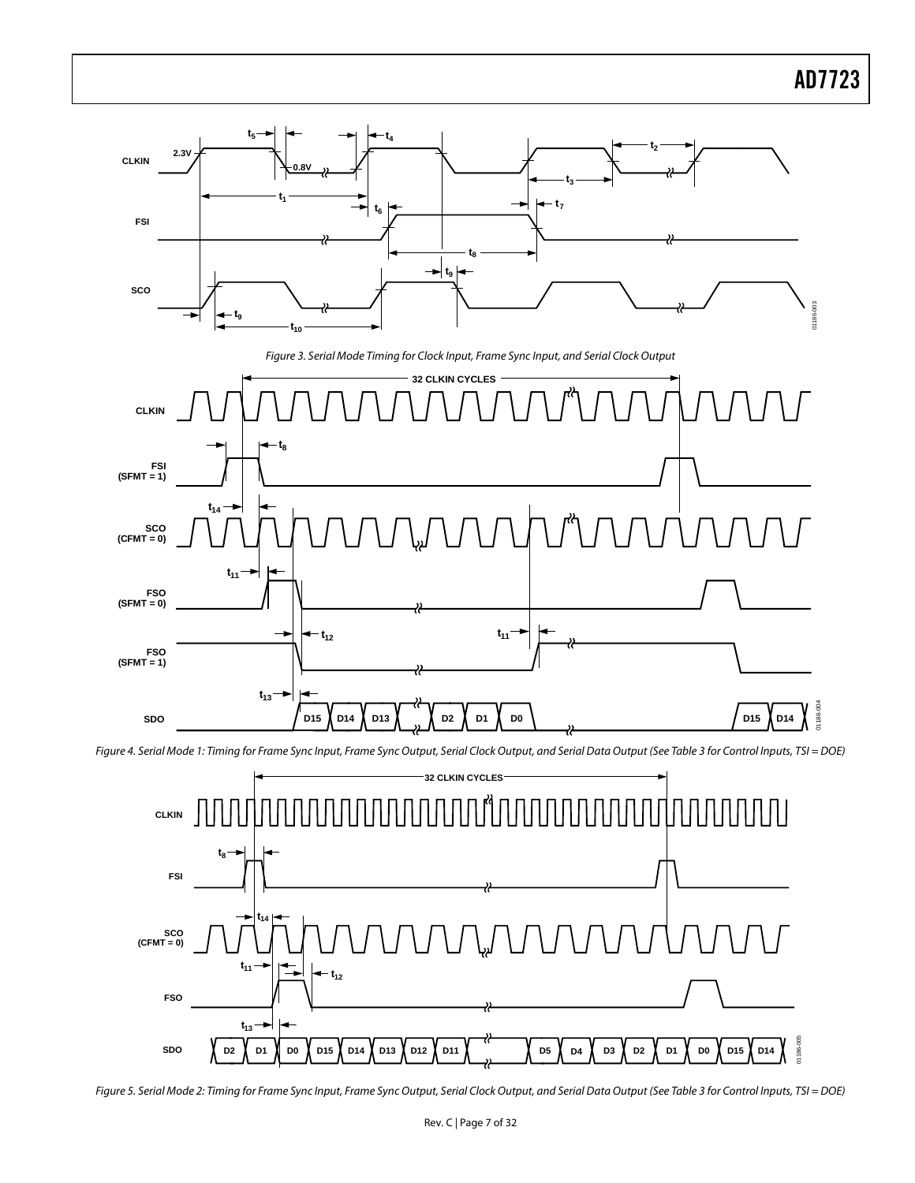Figure 3. Serial Mode Timing for Clock Input, Frame Sync Input, and Serial Clock Output

Figure 4. Serial Mode 1: Timing for Frame Sync Input, Frame Sync Output, Serial Clock Output, and Serial Data Output (See Table 3 for Control Inputs, TSI = DOE)

Figure 5. Serial Mode 2: Timing for Frame Sync Input, Frame Sync Output, Serial Clock Output, and Serial Data Output (See Table 3 for Control Inputs, TSI = DOE)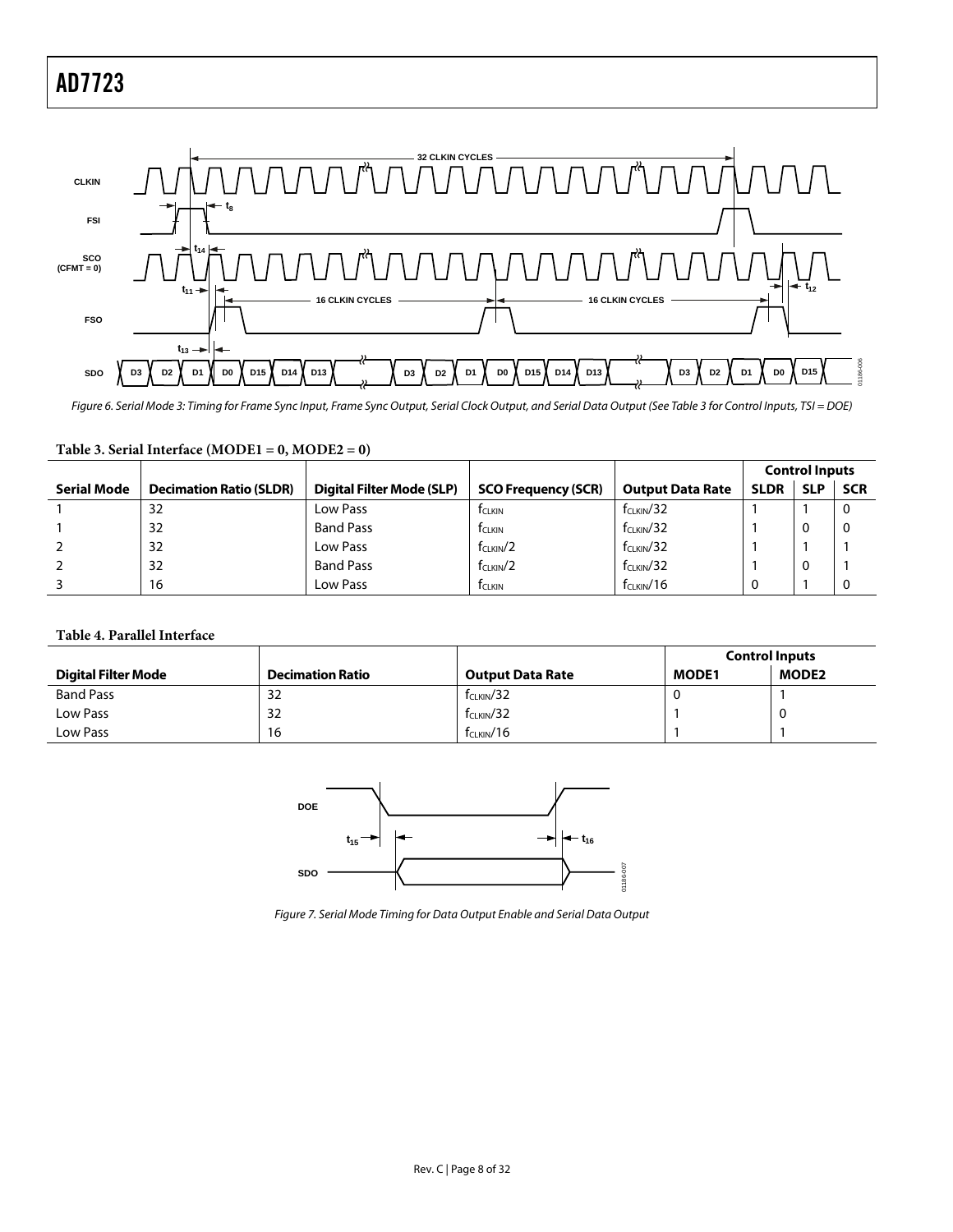Figure 6. Serial Mode 3: Timing for Frame Sync Input, Frame Sync Output, Serial Clock Output, and Serial Data Output (See Table 3 for Control Inputs, TSI = DOE)

**Table 3. Serial Interface (MODE1 = 0, MODE2 = 0)**

| Serial Mode | Decimation Ratio (SLDR) | Digital Filter Mode (SLP) | SCO Frequency (SCR) | Output Data Rate | Control Inputs | | |
|---|---|---|---|---|---|---|---|
| | | | | | **SLDR** | **SLP** | **SCR** |
| 1 | 32 | Low Pass | $f_{CLKIN}$ | $f_{CLKIN}/32$ | 1 | 1 | 0 |
| 1 | 32 | Band Pass | $f_{CLKIN}$ | $f_{CLKIN}/32$ | 1 | 0 | 0 |
| 2 | 32 | Low Pass | $f_{CLKIN}/2$ | $f_{CLKIN}/32$ | 1 | 1 | 1 |
| 2 | 32 | Band Pass | $f_{CLKIN}/2$ | $f_{CLKIN}/32$ | 1 | 0 | 1 |
| 3 | 16 | Low Pass | $f_{CLKIN}$ | $f_{CLKIN}/16$ | 0 | 1 | 0 |

**Table 4. Parallel Interface**

| Digital Filter Mode | Decimation Ratio | Output Data Rate | Control Inputs | |
|---|---|---|---|---|
| | | | **MODE1** | **MODE2** |
| Band Pass | 32 | $f_{CLKIN}/32$ | 0 | 1 |
| Low Pass | 32 | $f_{CLKIN}/32$ | 1 | 0 |
| Low Pass | 16 | $f_{CLKIN}/16$ | 1 | 1 |

Figure 7. Serial Mode Timing for Data Output Enable and Serial Data Output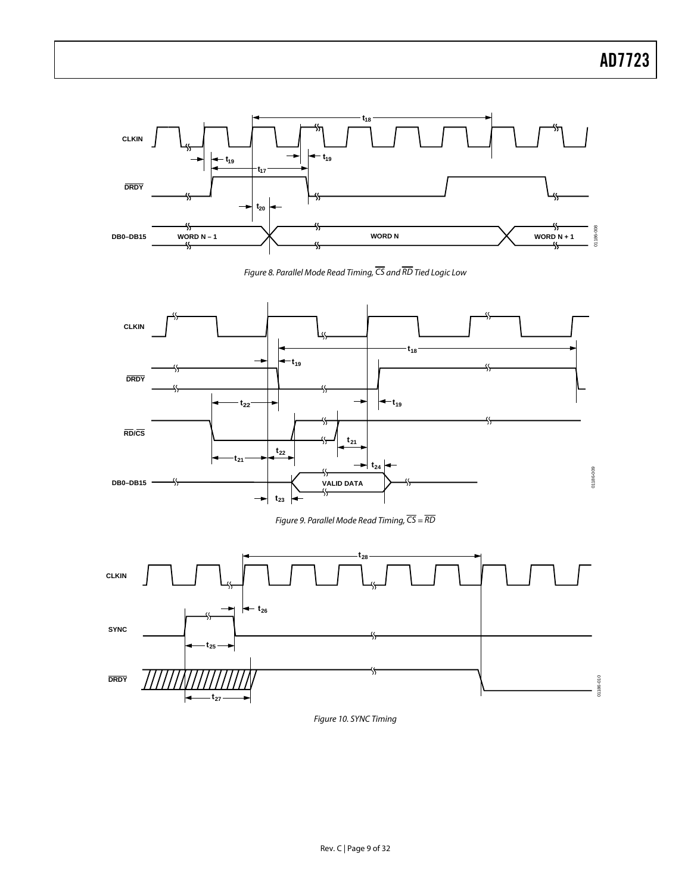Figure 8. Parallel Mode Read Timing, $\overline{CS}$ and $\overline{RD}$ Tied Logic Low

Figure 9. Parallel Mode Read Timing, $\overline{CS} = \overline{RD}$

Figure 10. SYNC Timing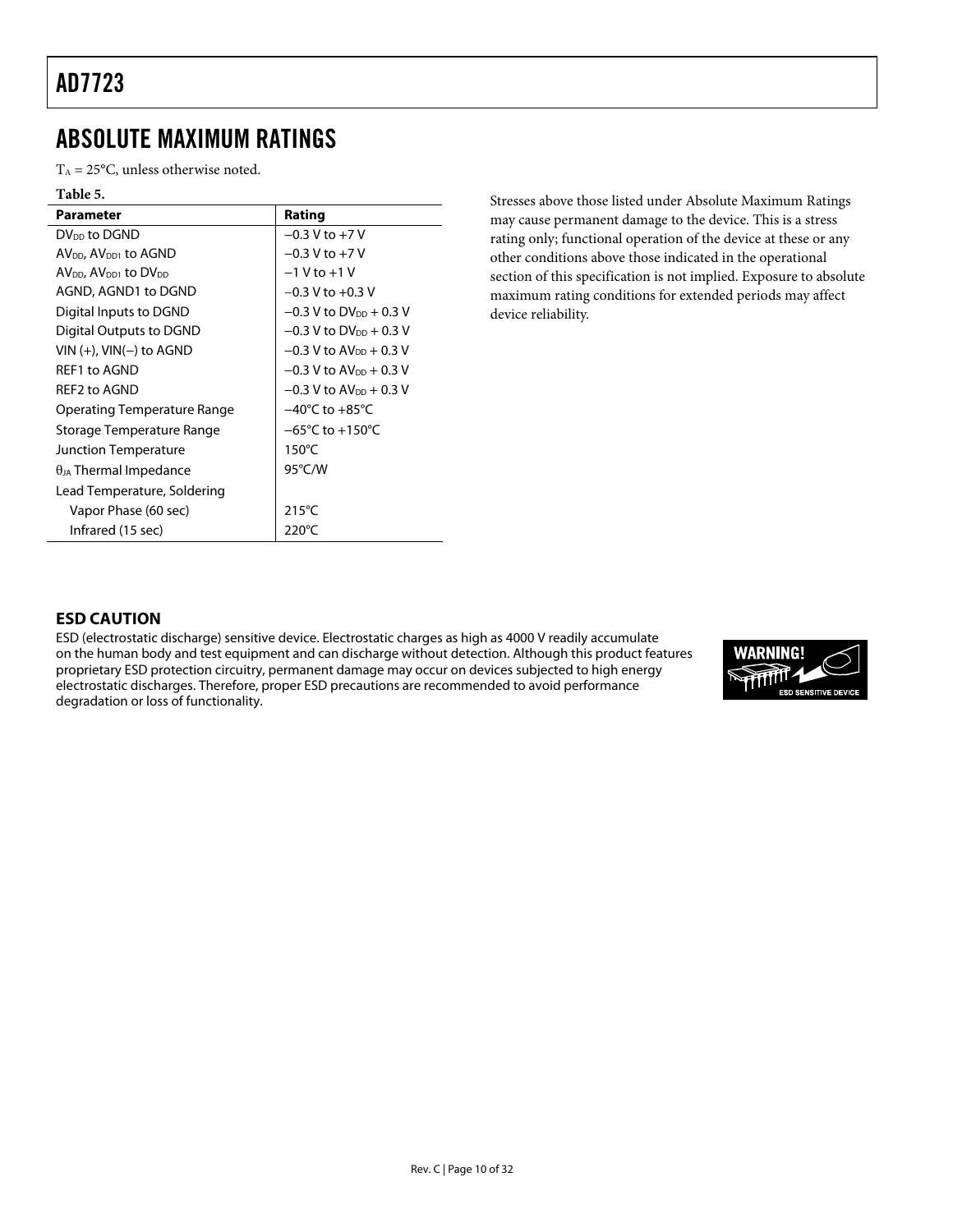# ABSOLUTE MAXIMUM RATINGS

$T_A$ = 25°C, unless otherwise noted.

**Table 5.**

| Parameter | Rating |
|---|---|
| $DV_{DD}$ to DGND | −0.3 V to +7 V |
| $AV_{DD}$, $AV_{DD1}$ to AGND | −0.3 V to +7 V |
| $AV_{DD}$, $AV_{DD1}$ to $DV_{DD}$ | −1 V to +1 V |
| AGND, AGND1 to DGND | −0.3 V to +0.3 V |
| Digital Inputs to DGND | −0.3 V to $DV_{DD}$ + 0.3 V |
| Digital Outputs to DGND | −0.3 V to $DV_{DD}$ + 0.3 V |
| VIN (+), VIN(−) to AGND | −0.3 V to $AV_{DD}$ + 0.3 V |
| REF1 to AGND | −0.3 V to $AV_{DD}$ + 0.3 V |
| REF2 to AGND | −0.3 V to $AV_{DD}$ + 0.3 V |
| Operating Temperature Range | −40°C to +85°C |
| Storage Temperature Range | −65°C to +150°C |
| Junction Temperature | 150°C |
| $\theta_{JA}$ Thermal Impedance | 95°C/W |
| Lead Temperature, Soldering | |
| Vapor Phase (60 sec) | 215°C |
| Infrared (15 sec) | 220°C |

Stresses above those listed under Absolute Maximum Ratings may cause permanent damage to the device. This is a stress rating only; functional operation of the device at these or any other conditions above those indicated in the operational section of this specification is not implied. Exposure to absolute maximum rating conditions for extended periods may affect device reliability.

## ESD CAUTION

ESD (electrostatic discharge) sensitive device. Electrostatic charges as high as 4000 V readily accumulate on the human body and test equipment and can discharge without detection. Although this product features proprietary ESD protection circuitry, permanent damage may occur on devices subjected to high energy electrostatic discharges. Therefore, proper ESD precautions are recommended to avoid performance degradation or loss of functionality.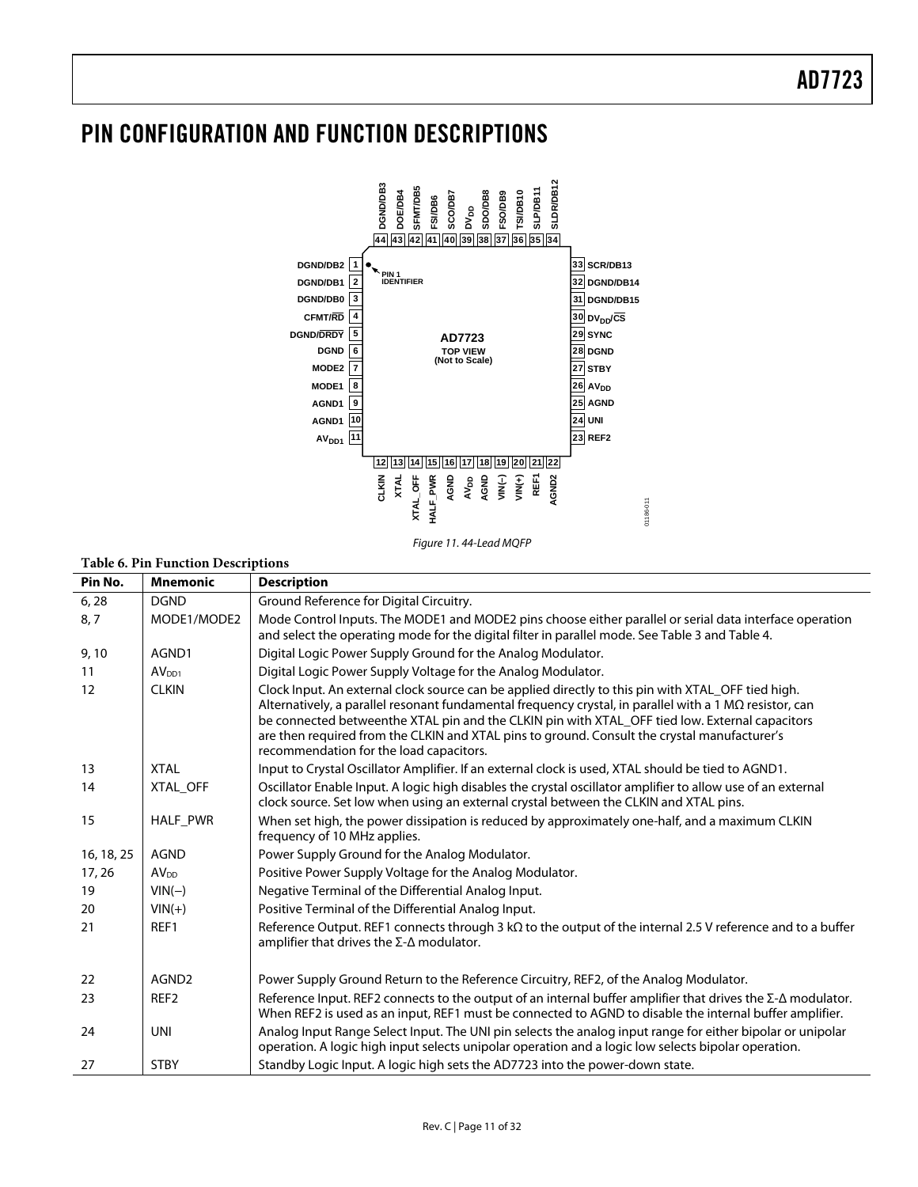# PIN CONFIGURATION AND FUNCTION DESCRIPTIONS

Figure 11. 44-Lead MQFP

**Table 6. Pin Function Descriptions**

| Pin No. | Mnemonic | Description |
|---|---|---|
| 6, 28 | DGND | Ground Reference for Digital Circuitry. |
| 8, 7 | MODE1/MODE2 | Mode Control Inputs. The MODE1 and MODE2 pins choose either parallel or serial data interface operation and select the operating mode for the digital filter in parallel mode. See Table 3 and Table 4. |
| 9, 10 | AGND1 | Digital Logic Power Supply Ground for the Analog Modulator. |
| 11 | $AV_{DD1}$ | Digital Logic Power Supply Voltage for the Analog Modulator. |
| 12 | CLKIN | Clock Input. An external clock source can be applied directly to this pin with XTAL_OFF tied high. Alternatively, a parallel resonant fundamental frequency crystal, in parallel with a 1 MΩ resistor, can be connected betweenthe XTAL pin and the CLKIN pin with XTAL_OFF tied low. External capacitors are then required from the CLKIN and XTAL pins to ground. Consult the crystal manufacturer's recommendation for the load capacitors. |
| 13 | XTAL | Input to Crystal Oscillator Amplifier. If an external clock is used, XTAL should be tied to AGND1. |
| 14 | XTAL_OFF | Oscillator Enable Input. A logic high disables the crystal oscillator amplifier to allow use of an external clock source. Set low when using an external crystal between the CLKIN and XTAL pins. |
| 15 | HALF_PWR | When set high, the power dissipation is reduced by approximately one-half, and a maximum CLKIN frequency of 10 MHz applies. |
| 16, 18, 25 | AGND | Power Supply Ground for the Analog Modulator. |
| 17, 26 | $AV_{DD}$ | Positive Power Supply Voltage for the Analog Modulator. |
| 19 | VIN(−) | Negative Terminal of the Differential Analog Input. |
| 20 | VIN(+) | Positive Terminal of the Differential Analog Input. |
| 21 | REF1 | Reference Output. REF1 connects through 3 kΩ to the output of the internal 2.5 V reference and to a buffer amplifier that drives the Σ-Δ modulator. |
| 22 | AGND2 | Power Supply Ground Return to the Reference Circuitry, REF2, of the Analog Modulator. |
| 23 | REF2 | Reference Input. REF2 connects to the output of an internal buffer amplifier that drives the Σ-Δ modulator. When REF2 is used as an input, REF1 must be connected to AGND to disable the internal buffer amplifier. |
| 24 | UNI | Analog Input Range Select Input. The UNI pin selects the analog input range for either bipolar or unipolar operation. A logic high input selects unipolar operation and a logic low selects bipolar operation. |
| 27 | STBY | Standby Logic Input. A logic high sets the AD7723 into the power-down state. |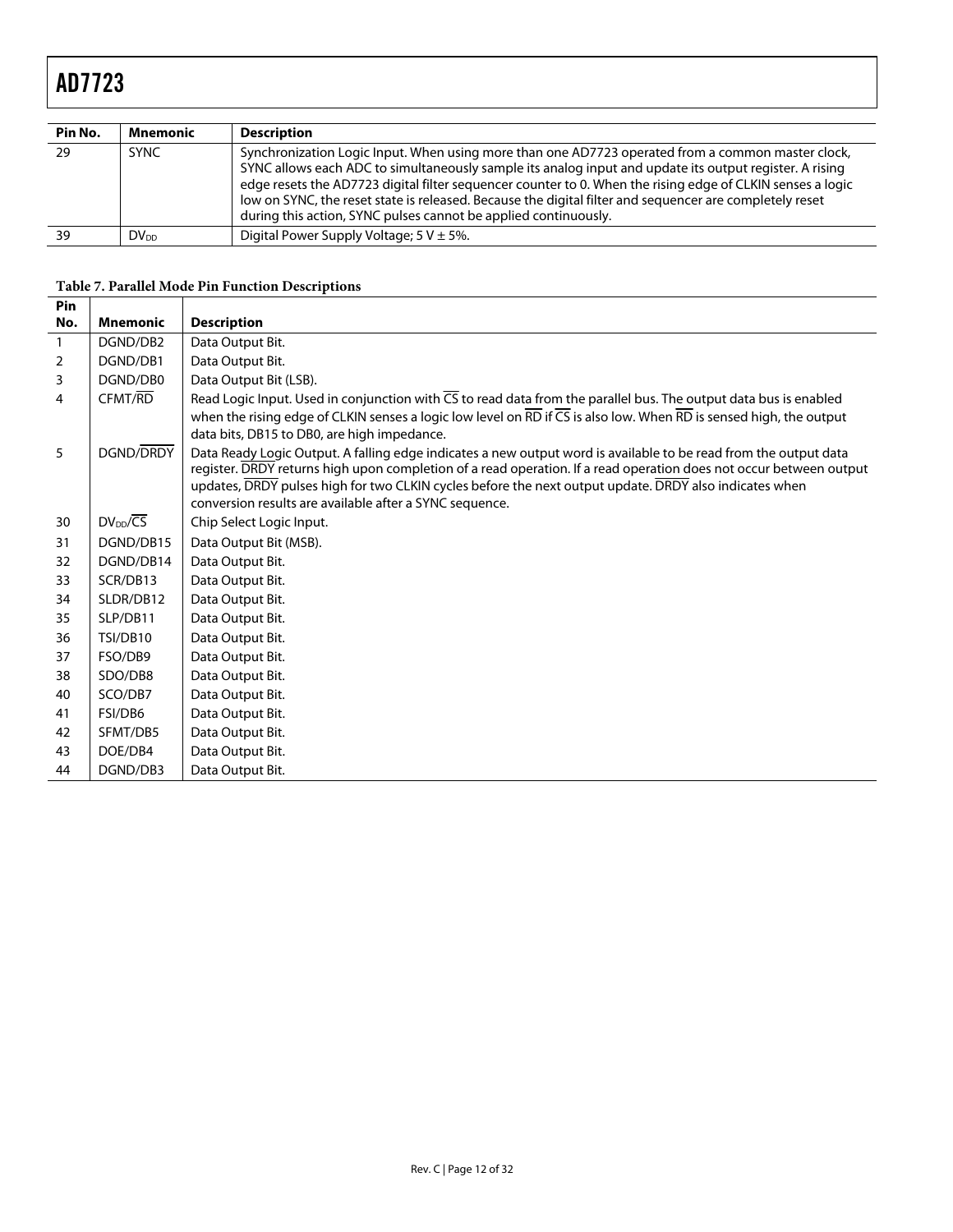| Pin No. | Mnemonic | Description |
| --- | --- | --- |
| 29 | SYNC | Synchronization Logic Input. When using more than one AD7723 operated from a common master clock, SYNC allows each ADC to simultaneously sample its analog input and update its output register. A rising edge resets the AD7723 digital filter sequencer counter to 0. When the rising edge of CLKIN senses a logic low on SYNC, the reset state is released. Because the digital filter and sequencer are completely reset during this action, SYNC pulses cannot be applied continuously. |
| 39 | $DV_{DD}$ | Digital Power Supply Voltage; 5 V ± 5%. |

**Table 7. Parallel Mode Pin Function Descriptions**

| Pin No. | Mnemonic | Description |
| --- | --- | --- |
| 1 | DGND/DB2 | Data Output Bit. |
| 2 | DGND/DB1 | Data Output Bit. |
| 3 | DGND/DB0 | Data Output Bit (LSB). |
| 4 | CFMT/$\overline{RD}$ | Read Logic Input. Used in conjunction with $\overline{CS}$ to read data from the parallel bus. The output data bus is enabled when the rising edge of CLKIN senses a logic low level on $\overline{RD}$ if $\overline{CS}$ is also low. When $\overline{RD}$ is sensed high, the output data bits, DB15 to DB0, are high impedance. |
| 5 | DGND/$\overline{DRDY}$ | Data Ready Logic Output. A falling edge indicates a new output word is available to be read from the output data register. $\overline{DRDY}$ returns high upon completion of a read operation. If a read operation does not occur between output updates, $\overline{DRDY}$ pulses high for two CLKIN cycles before the next output update. $\overline{DRDY}$ also indicates when conversion results are available after a SYNC sequence. |
| 30 | $DV_{DD}$/$\overline{CS}$ | Chip Select Logic Input. |
| 31 | DGND/DB15 | Data Output Bit (MSB). |
| 32 | DGND/DB14 | Data Output Bit. |
| 33 | SCR/DB13 | Data Output Bit. |
| 34 | SLDR/DB12 | Data Output Bit. |
| 35 | SLP/DB11 | Data Output Bit. |
| 36 | TSI/DB10 | Data Output Bit. |
| 37 | FSO/DB9 | Data Output Bit. |
| 38 | SDO/DB8 | Data Output Bit. |
| 40 | SCO/DB7 | Data Output Bit. |
| 41 | FSI/DB6 | Data Output Bit. |
| 42 | SFMT/DB5 | Data Output Bit. |
| 43 | DOE/DB4 | Data Output Bit. |
| 44 | DGND/DB3 | Data Output Bit. |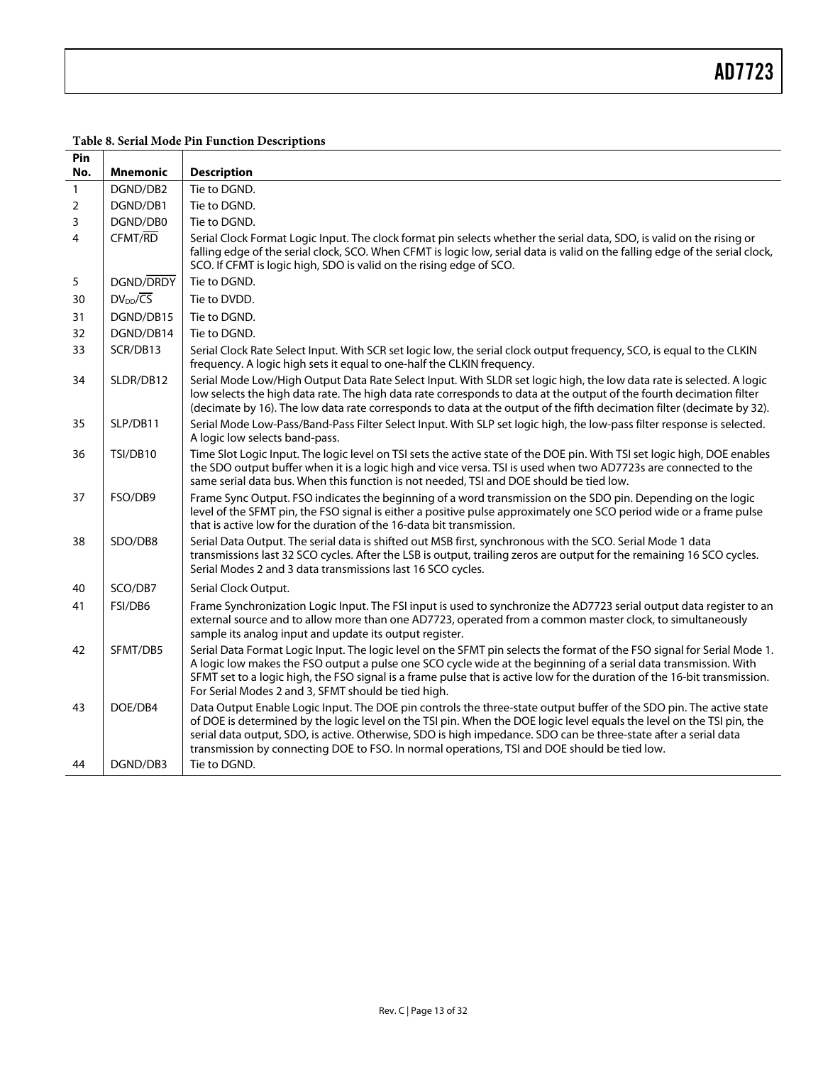**Table 8. Serial Mode Pin Function Descriptions**

| Pin No. | Mnemonic | Description |
|---|---|---|
| 1 | DGND/DB2 | Tie to DGND. |
| 2 | DGND/DB1 | Tie to DGND. |
| 3 | DGND/DB0 | Tie to DGND. |
| 4 | CFMT/$\overline{\text{RD}}$ | Serial Clock Format Logic Input. The clock format pin selects whether the serial data, SDO, is valid on the rising or falling edge of the serial clock, SCO. When CFMT is logic low, serial data is valid on the falling edge of the serial clock, SCO. If CFMT is logic high, SDO is valid on the rising edge of SCO. |
| 5 | DGND/$\overline{\text{DRDY}}$ | Tie to DGND. |
| 30 | $DV_{DD}$/$\overline{\text{CS}}$ | Tie to DVDD. |
| 31 | DGND/DB15 | Tie to DGND. |
| 32 | DGND/DB14 | Tie to DGND. |
| 33 | SCR/DB13 | Serial Clock Rate Select Input. With SCR set logic low, the serial clock output frequency, SCO, is equal to the CLKIN frequency. A logic high sets it equal to one-half the CLKIN frequency. |
| 34 | SLDR/DB12 | Serial Mode Low/High Output Data Rate Select Input. With SLDR set logic high, the low data rate is selected. A logic low selects the high data rate. The high data rate corresponds to data at the output of the fourth decimation filter (decimate by 16). The low data rate corresponds to data at the output of the fifth decimation filter (decimate by 32). |
| 35 | SLP/DB11 | Serial Mode Low-Pass/Band-Pass Filter Select Input. With SLP set logic high, the low-pass filter response is selected. A logic low selects band-pass. |
| 36 | TSI/DB10 | Time Slot Logic Input. The logic level on TSI sets the active state of the DOE pin. With TSI set logic high, DOE enables the SDO output buffer when it is a logic high and vice versa. TSI is used when two AD7723s are connected to the same serial data bus. When this function is not needed, TSI and DOE should be tied low. |
| 37 | FSO/DB9 | Frame Sync Output. FSO indicates the beginning of a word transmission on the SDO pin. Depending on the logic level of the SFMT pin, the FSO signal is either a positive pulse approximately one SCO period wide or a frame pulse that is active low for the duration of the 16-data bit transmission. |
| 38 | SDO/DB8 | Serial Data Output. The serial data is shifted out MSB first, synchronous with the SCO. Serial Mode 1 data transmissions last 32 SCO cycles. After the LSB is output, trailing zeros are output for the remaining 16 SCO cycles. Serial Modes 2 and 3 data transmissions last 16 SCO cycles. |
| 40 | SCO/DB7 | Serial Clock Output. |
| 41 | FSI/DB6 | Frame Synchronization Logic Input. The FSI input is used to synchronize the AD7723 serial output data register to an external source and to allow more than one AD7723, operated from a common master clock, to simultaneously sample its analog input and update its output register. |
| 42 | SFMT/DB5 | Serial Data Format Logic Input. The logic level on the SFMT pin selects the format of the FSO signal for Serial Mode 1. A logic low makes the FSO output a pulse one SCO cycle wide at the beginning of a serial data transmission. With SFMT set to a logic high, the FSO signal is a frame pulse that is active low for the duration of the 16-bit transmission. For Serial Modes 2 and 3, SFMT should be tied high. |
| 43 | DOE/DB4 | Data Output Enable Logic Input. The DOE pin controls the three-state output buffer of the SDO pin. The active state of DOE is determined by the logic level on the TSI pin. When the DOE logic level equals the level on the TSI pin, the serial data output, SDO, is active. Otherwise, SDO is high impedance. SDO can be three-state after a serial data transmission by connecting DOE to FSO. In normal operations, TSI and DOE should be tied low. |
| 44 | DGND/DB3 | Tie to DGND. |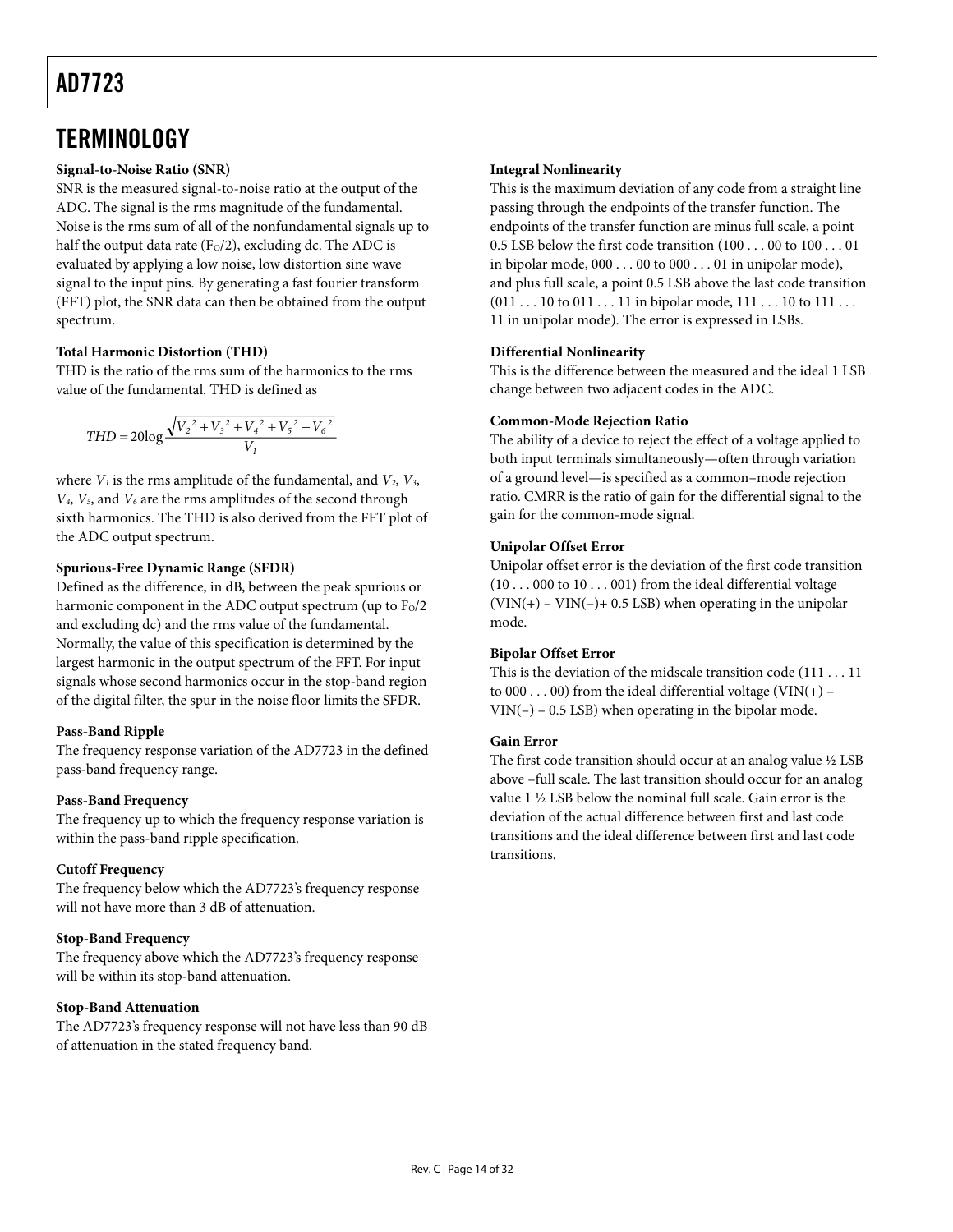# TERMINOLOGY

**Signal-to-Noise Ratio (SNR)**

SNR is the measured signal-to-noise ratio at the output of the ADC. The signal is the rms magnitude of the fundamental. Noise is the rms sum of all of the nonfundamental signals up to half the output data rate ($F_O/2$), excluding dc. The ADC is evaluated by applying a low noise, low distortion sine wave signal to the input pins. By generating a fast fourier transform (FFT) plot, the SNR data can then be obtained from the output spectrum.

**Total Harmonic Distortion (THD)**

THD is the ratio of the rms sum of the harmonics to the rms value of the fundamental. THD is defined as

$$THD = 20\log\frac{\sqrt{V_2^2 + V_3^2 + V_4^2 + V_5^2 + V_6^2}}{V_1}$$

where $V_1$ is the rms amplitude of the fundamental, and $V_2$, $V_3$, $V_4$, $V_5$, and $V_6$ are the rms amplitudes of the second through sixth harmonics. The THD is also derived from the FFT plot of the ADC output spectrum.

**Spurious-Free Dynamic Range (SFDR)**

Defined as the difference, in dB, between the peak spurious or harmonic component in the ADC output spectrum (up to $F_O/2$ and excluding dc) and the rms value of the fundamental. Normally, the value of this specification is determined by the largest harmonic in the output spectrum of the FFT. For input signals whose second harmonics occur in the stop-band region of the digital filter, the spur in the noise floor limits the SFDR.

**Pass-Band Ripple**

The frequency response variation of the AD7723 in the defined pass-band frequency range.

**Pass-Band Frequency**

The frequency up to which the frequency response variation is within the pass-band ripple specification.

**Cutoff Frequency**

The frequency below which the AD7723's frequency response will not have more than 3 dB of attenuation.

**Stop-Band Frequency**

The frequency above which the AD7723's frequency response will be within its stop-band attenuation.

**Stop-Band Attenuation**

The AD7723's frequency response will not have less than 90 dB of attenuation in the stated frequency band.

**Integral Nonlinearity**

This is the maximum deviation of any code from a straight line passing through the endpoints of the transfer function. The endpoints of the transfer function are minus full scale, a point 0.5 LSB below the first code transition (100 . . . 00 to 100 . . . 01 in bipolar mode, 000 . . . 00 to 000 . . . 01 in unipolar mode), and plus full scale, a point 0.5 LSB above the last code transition (011 . . . 10 to 011 . . . 11 in bipolar mode, 111 . . . 10 to 111 . . . 11 in unipolar mode). The error is expressed in LSBs.

**Differential Nonlinearity**

This is the difference between the measured and the ideal 1 LSB change between two adjacent codes in the ADC.

**Common-Mode Rejection Ratio**

The ability of a device to reject the effect of a voltage applied to both input terminals simultaneously—often through variation of a ground level—is specified as a common–mode rejection ratio. CMRR is the ratio of gain for the differential signal to the gain for the common-mode signal.

**Unipolar Offset Error**

Unipolar offset error is the deviation of the first code transition (10 . . . 000 to 10 . . . 001) from the ideal differential voltage (VIN(+) – VIN(−)+ 0.5 LSB) when operating in the unipolar mode.

**Bipolar Offset Error**

This is the deviation of the midscale transition code (111 . . . 11 to 000 . . . 00) from the ideal differential voltage (VIN(+) – VIN(−) – 0.5 LSB) when operating in the bipolar mode.

**Gain Error**

The first code transition should occur at an analog value ½ LSB above –full scale. The last transition should occur for an analog value 1 ½ LSB below the nominal full scale. Gain error is the deviation of the actual difference between first and last code transitions and the ideal difference between first and last code transitions.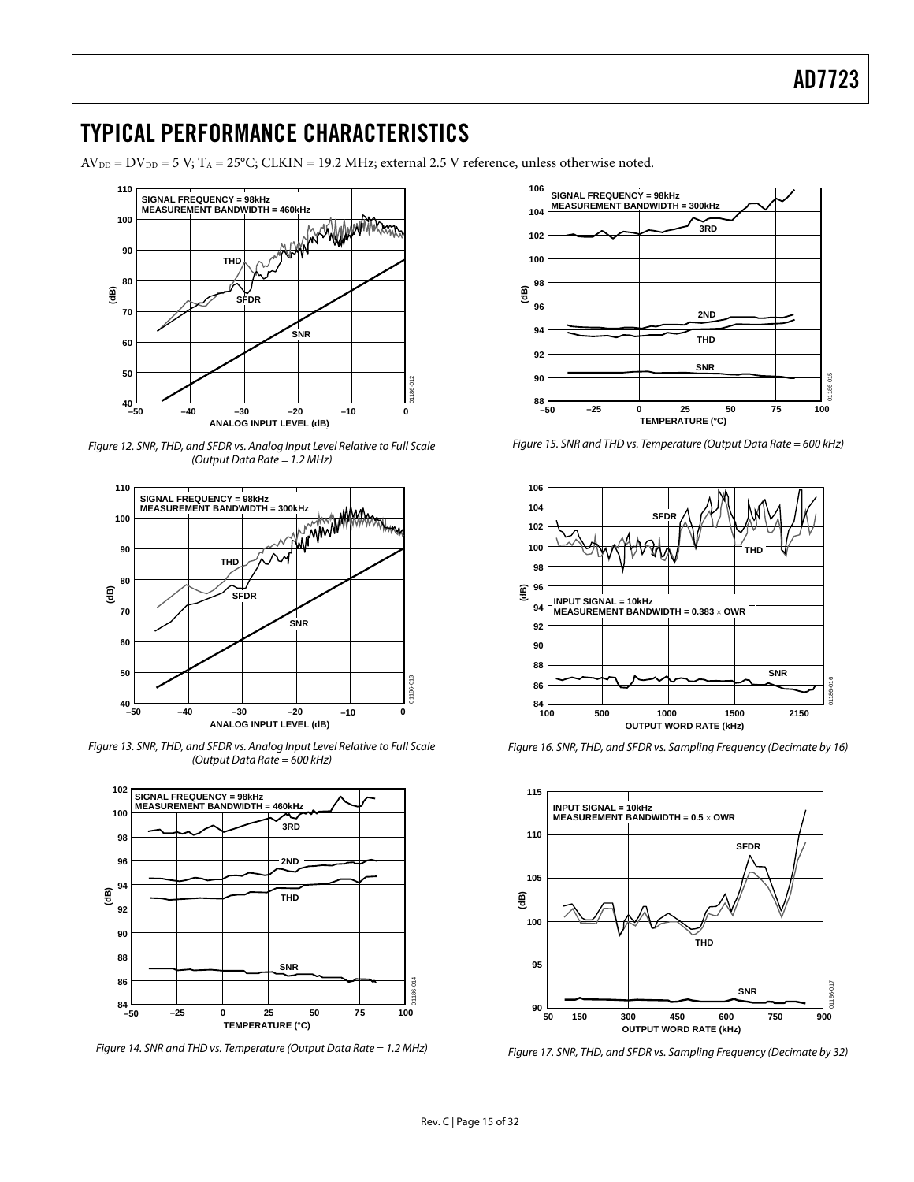# TYPICAL PERFORMANCE CHARACTERISTICS

$AV_{DD} = DV_{DD} = 5$ V; $T_A = 25°C$; CLKIN = 19.2 MHz; external 2.5 V reference, unless otherwise noted.

*Figure 12. SNR, THD, and SFDR vs. Analog Input Level Relative to Full Scale (Output Data Rate = 1.2 MHz)*

*Figure 13. SNR, THD, and SFDR vs. Analog Input Level Relative to Full Scale (Output Data Rate = 600 kHz)*

*Figure 14. SNR and THD vs. Temperature (Output Data Rate = 1.2 MHz)*

*Figure 15. SNR and THD vs. Temperature (Output Data Rate = 600 kHz)*

*Figure 16. SNR, THD, and SFDR vs. Sampling Frequency (Decimate by 16)*

*Figure 17. SNR, THD, and SFDR vs. Sampling Frequency (Decimate by 32)*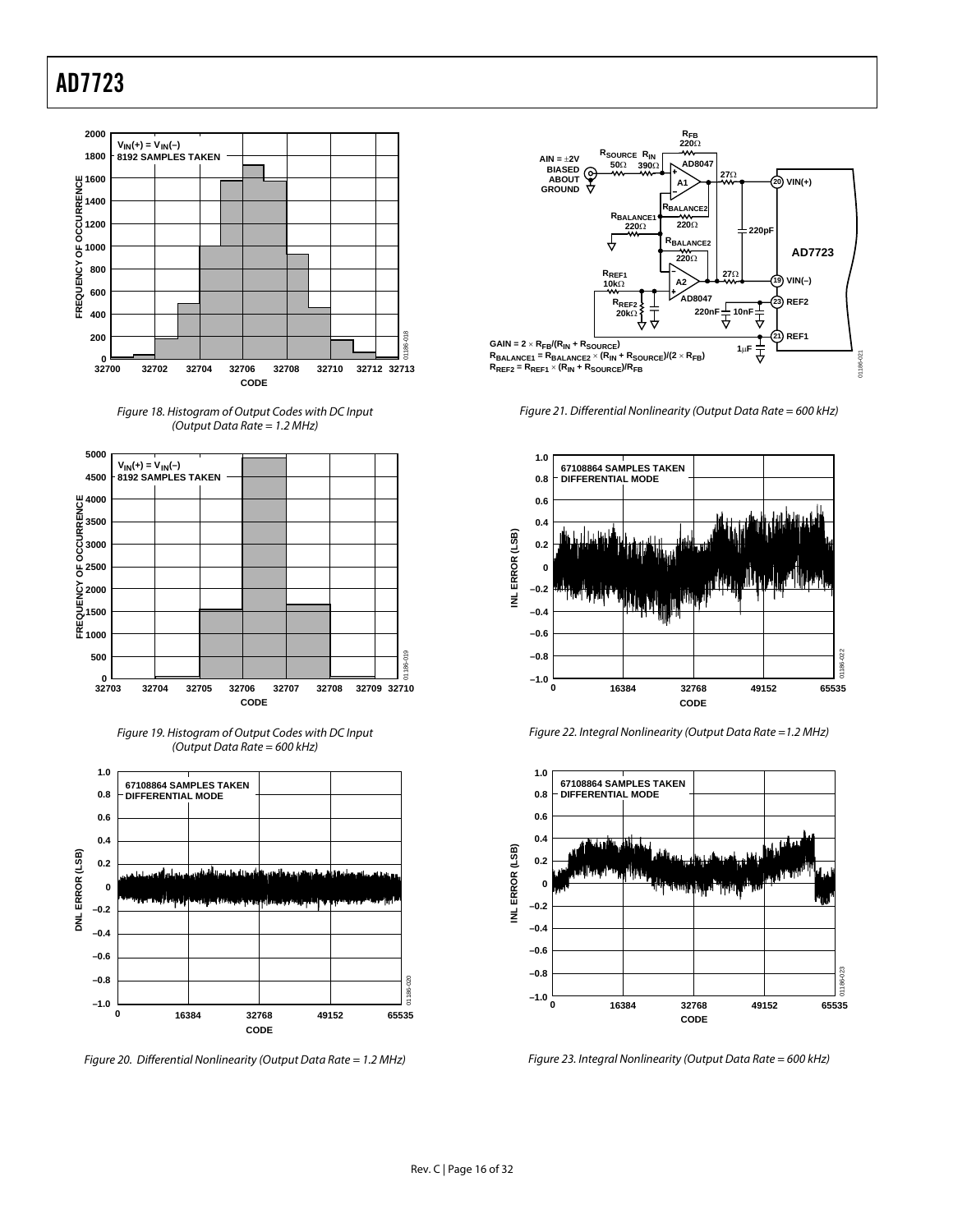Figure 18. Histogram of Output Codes with DC Input (Output Data Rate = 1.2 MHz)

Figure 19. Histogram of Output Codes with DC Input (Output Data Rate = 600 kHz)

Figure 20. Differential Nonlinearity (Output Data Rate = 1.2 MHz)

Figure 21. Differential Nonlinearity (Output Data Rate = 600 kHz)

Figure 22. Integral Nonlinearity (Output Data Rate =1.2 MHz)

Figure 23. Integral Nonlinearity (Output Data Rate = 600 kHz)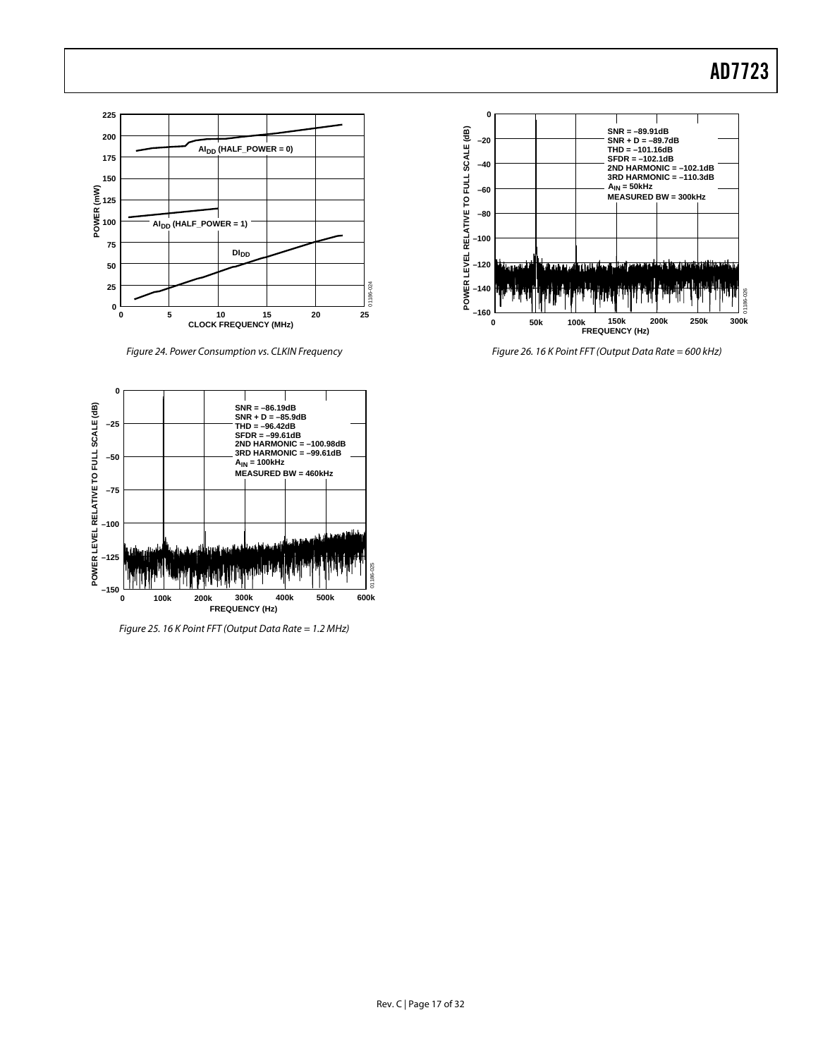Figure 24. Power Consumption vs. CLKIN Frequency

Figure 25. 16 K Point FFT (Output Data Rate = 1.2 MHz)

Figure 26. 16 K Point FFT (Output Data Rate = 600 kHz)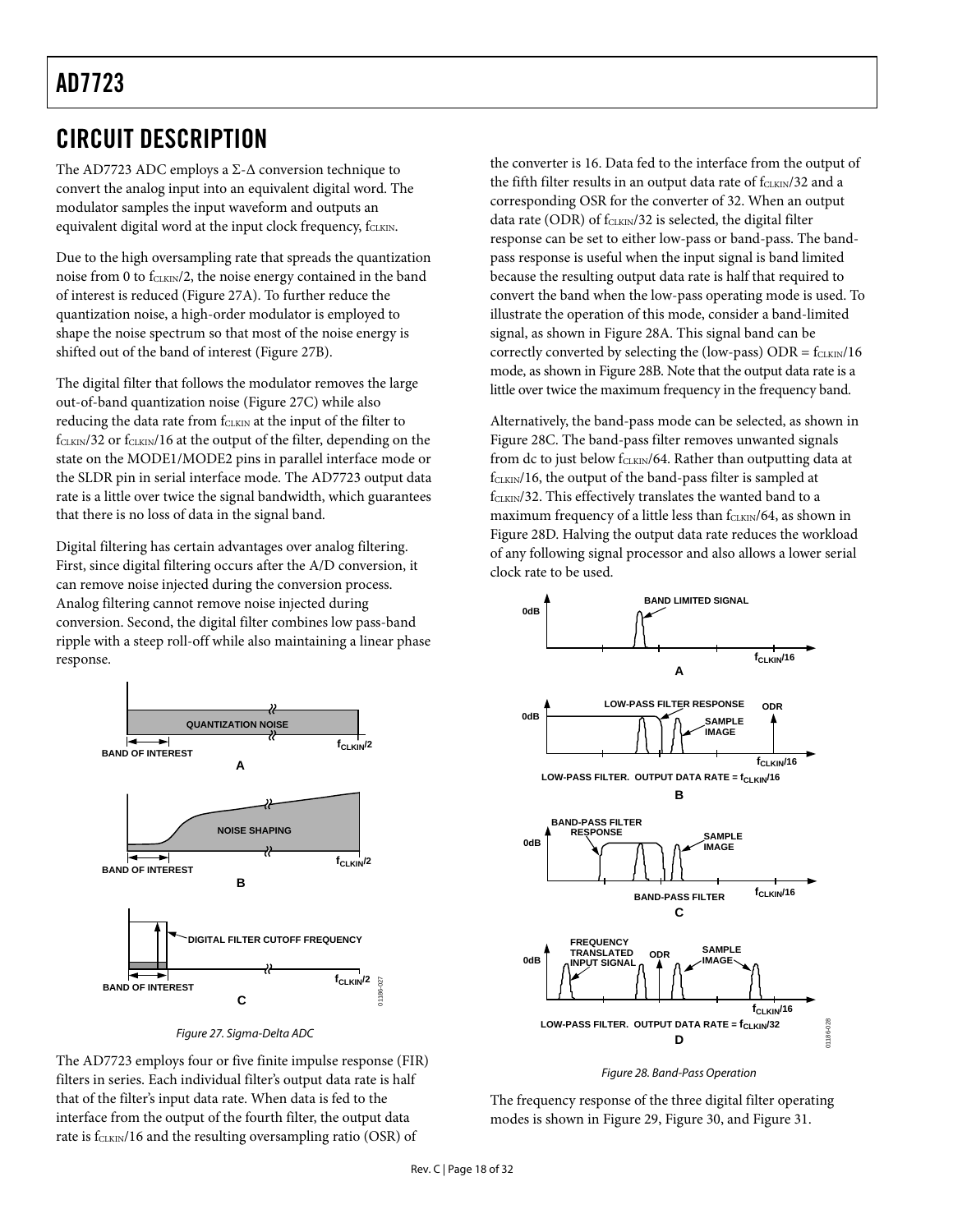## CIRCUIT DESCRIPTION

The AD7723 ADC employs a Σ-Δ conversion technique to convert the analog input into an equivalent digital word. The modulator samples the input waveform and outputs an equivalent digital word at the input clock frequency, $f_{CLKIN}$.

Due to the high oversampling rate that spreads the quantization noise from 0 to $f_{CLKIN}/2$, the noise energy contained in the band of interest is reduced (Figure 27A). To further reduce the quantization noise, a high-order modulator is employed to shape the noise spectrum so that most of the noise energy is shifted out of the band of interest (Figure 27B).

The digital filter that follows the modulator removes the large out-of-band quantization noise (Figure 27C) while also reducing the data rate from $f_{CLKIN}$ at the input of the filter to $f_{CLKIN}/32$ or $f_{CLKIN}/16$ at the output of the filter, depending on the state on the MODE1/MODE2 pins in parallel interface mode or the SLDR pin in serial interface mode. The AD7723 output data rate is a little over twice the signal bandwidth, which guarantees that there is no loss of data in the signal band.

Digital filtering has certain advantages over analog filtering. First, since digital filtering occurs after the A/D conversion, it can remove noise injected during the conversion process. Analog filtering cannot remove noise injected during conversion. Second, the digital filter combines low pass-band ripple with a steep roll-off while also maintaining a linear phase response.

*Figure 27. Sigma-Delta ADC*

The AD7723 employs four or five finite impulse response (FIR) filters in series. Each individual filter's output data rate is half that of the filter's input data rate. When data is fed to the interface from the output of the fourth filter, the output data rate is $f_{CLKIN}/16$ and the resulting oversampling ratio (OSR) of the converter is 16. Data fed to the interface from the output of the fifth filter results in an output data rate of $f_{CLKIN}/32$ and a corresponding OSR for the converter of 32. When an output data rate (ODR) of $f_{CLKIN}/32$ is selected, the digital filter response can be set to either low-pass or band-pass. The band-pass response is useful when the input signal is band limited because the resulting output data rate is half that required to convert the band when the low-pass operating mode is used. To illustrate the operation of this mode, consider a band-limited signal, as shown in Figure 28A. This signal band can be correctly converted by selecting the (low-pass) ODR = $f_{CLKIN}/16$ mode, as shown in Figure 28B. Note that the output data rate is a little over twice the maximum frequency in the frequency band.

Alternatively, the band-pass mode can be selected, as shown in Figure 28C. The band-pass filter removes unwanted signals from dc to just below $f_{CLKIN}/64$. Rather than outputting data at $f_{CLKIN}/16$, the output of the band-pass filter is sampled at $f_{CLKIN}/32$. This effectively translates the wanted band to a maximum frequency of a little less than $f_{CLKIN}/64$, as shown in Figure 28D. Halving the output data rate reduces the workload of any following signal processor and also allows a lower serial clock rate to be used.

*Figure 28. Band-Pass Operation*

The frequency response of the three digital filter operating modes is shown in Figure 29, Figure 30, and Figure 31.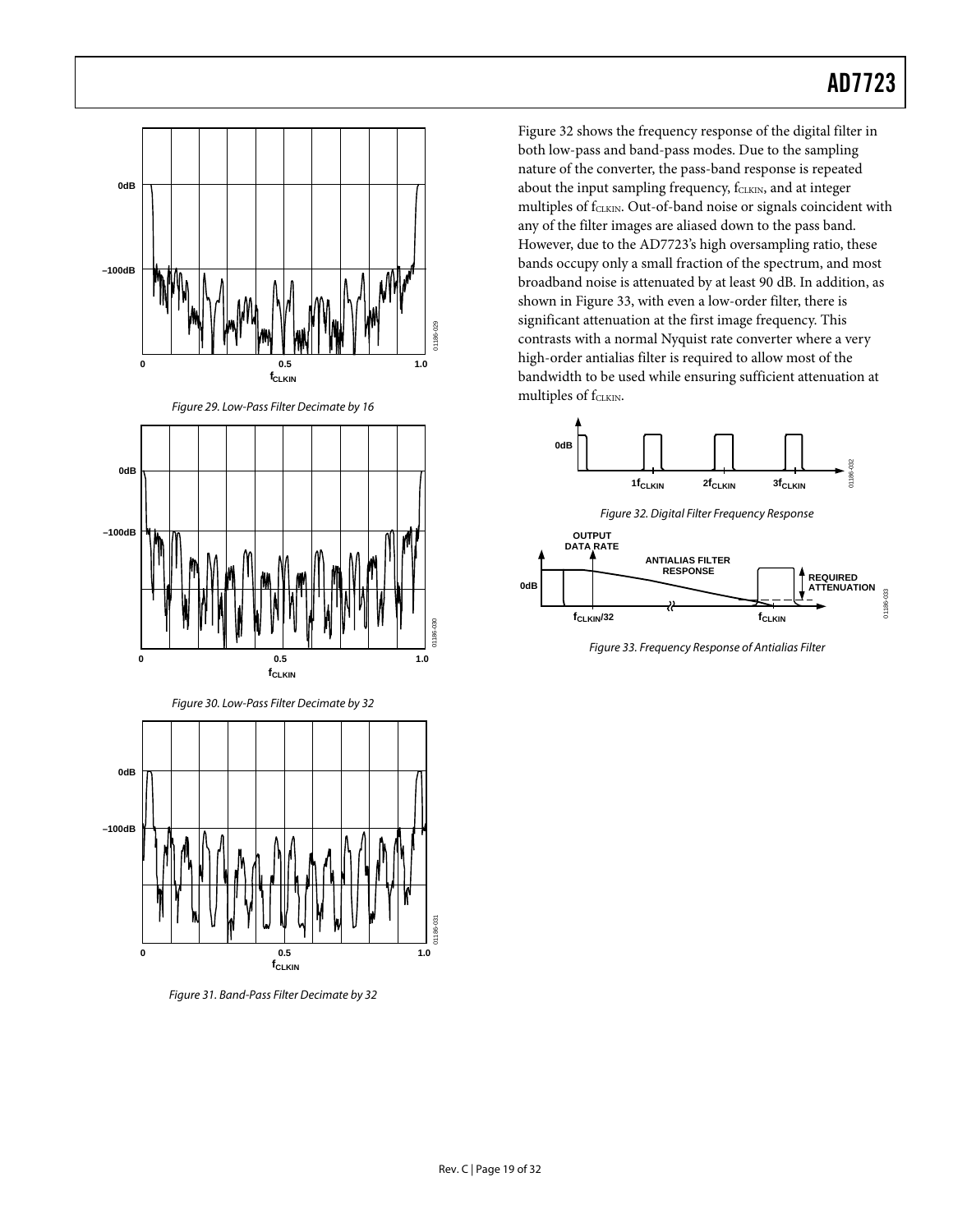Figure 29. Low-Pass Filter Decimate by 16

Figure 30. Low-Pass Filter Decimate by 32

Figure 31. Band-Pass Filter Decimate by 32

Figure 32 shows the frequency response of the digital filter in both low-pass and band-pass modes. Due to the sampling nature of the converter, the pass-band response is repeated about the input sampling frequency, $f_{CLKIN}$, and at integer multiples of $f_{CLKIN}$. Out-of-band noise or signals coincident with any of the filter images are aliased down to the pass band. However, due to the AD7723's high oversampling ratio, these bands occupy only a small fraction of the spectrum, and most broadband noise is attenuated by at least 90 dB. In addition, as shown in Figure 33, with even a low-order filter, there is significant attenuation at the first image frequency. This contrasts with a normal Nyquist rate converter where a very high-order antialias filter is required to allow most of the bandwidth to be used while ensuring sufficient attenuation at multiples of $f_{CLKIN}$.

Figure 32. Digital Filter Frequency Response

Figure 33. Frequency Response of Antialias Filter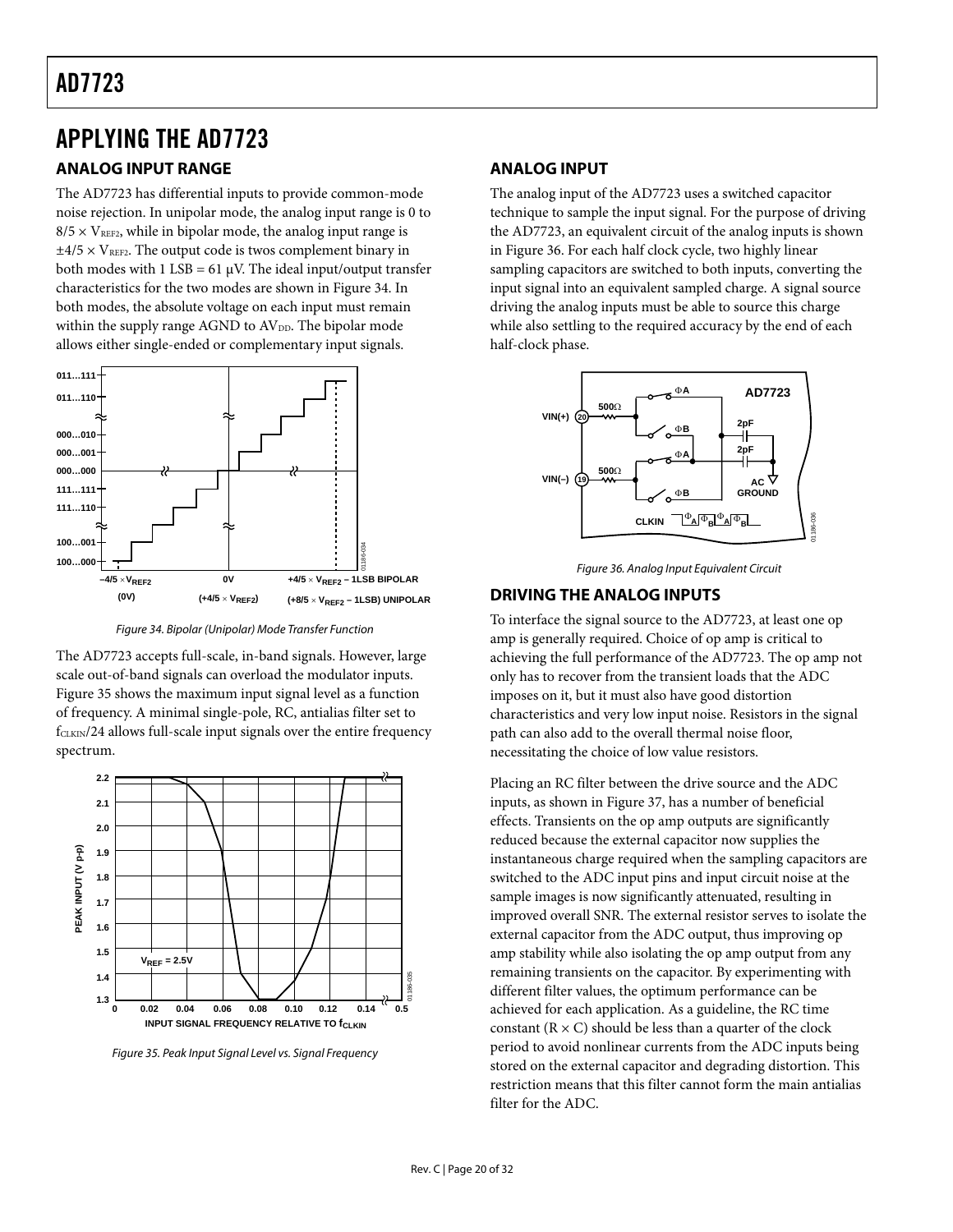# APPLYING THE AD7723

## ANALOG INPUT RANGE

The AD7723 has differential inputs to provide common-mode noise rejection. In unipolar mode, the analog input range is 0 to $8/5 \times V_{REF2}$, while in bipolar mode, the analog input range is $\pm 4/5 \times V_{REF2}$. The output code is twos complement binary in both modes with 1 LSB = 61 µV. The ideal input/output transfer characteristics for the two modes are shown in Figure 34. In both modes, the absolute voltage on each input must remain within the supply range AGND to $AV_{DD}$. The bipolar mode allows either single-ended or complementary input signals.

Figure 34. Bipolar (Unipolar) Mode Transfer Function

The AD7723 accepts full-scale, in-band signals. However, large scale out-of-band signals can overload the modulator inputs. Figure 35 shows the maximum input signal level as a function of frequency. A minimal single-pole, RC, antialias filter set to $f_{CLKIN}/24$ allows full-scale input signals over the entire frequency spectrum.

Figure 35. Peak Input Signal Level vs. Signal Frequency

## ANALOG INPUT

The analog input of the AD7723 uses a switched capacitor technique to sample the input signal. For the purpose of driving the AD7723, an equivalent circuit of the analog inputs is shown in Figure 36. For each half clock cycle, two highly linear sampling capacitors are switched to both inputs, converting the input signal into an equivalent sampled charge. A signal source driving the analog inputs must be able to source this charge while also settling to the required accuracy by the end of each half-clock phase.

Figure 36. Analog Input Equivalent Circuit

## DRIVING THE ANALOG INPUTS

To interface the signal source to the AD7723, at least one op amp is generally required. Choice of op amp is critical to achieving the full performance of the AD7723. The op amp not only has to recover from the transient loads that the ADC imposes on it, but it must also have good distortion characteristics and very low input noise. Resistors in the signal path can also add to the overall thermal noise floor, necessitating the choice of low value resistors.

Placing an RC filter between the drive source and the ADC inputs, as shown in Figure 37, has a number of beneficial effects. Transients on the op amp outputs are significantly reduced because the external capacitor now supplies the instantaneous charge required when the sampling capacitors are switched to the ADC input pins and input circuit noise at the sample images is now significantly attenuated, resulting in improved overall SNR. The external resistor serves to isolate the external capacitor from the ADC output, thus improving op amp stability while also isolating the op amp output from any remaining transients on the capacitor. By experimenting with different filter values, the optimum performance can be achieved for each application. As a guideline, the RC time constant ($R \times C$) should be less than a quarter of the clock period to avoid nonlinear currents from the ADC inputs being stored on the external capacitor and degrading distortion. This restriction means that this filter cannot form the main antialias filter for the ADC.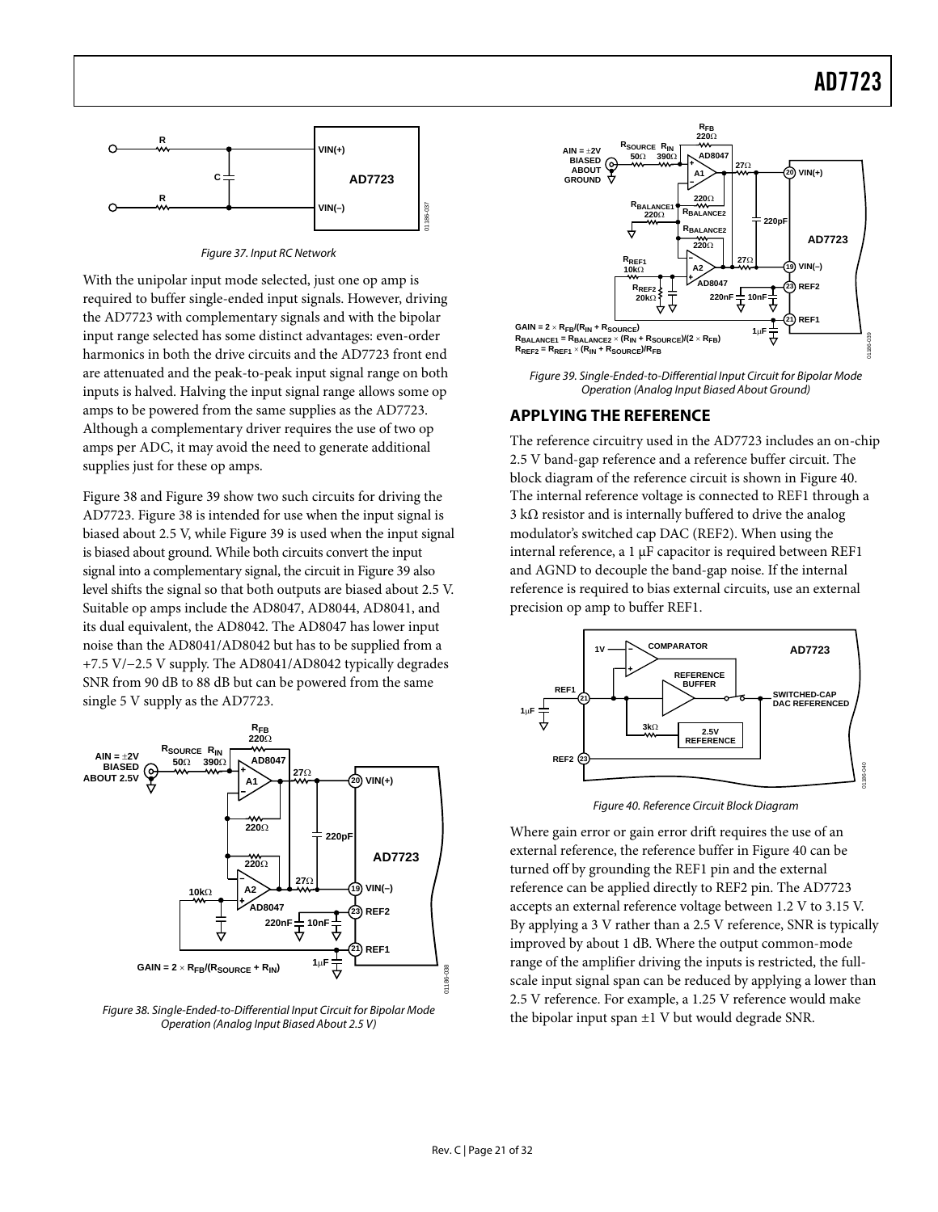Figure 37. Input RC Network

With the unipolar input mode selected, just one op amp is required to buffer single-ended input signals. However, driving the AD7723 with complementary signals and with the bipolar input range selected has some distinct advantages: even-order harmonics in both the drive circuits and the AD7723 front end are attenuated and the peak-to-peak input signal range on both inputs is halved. Halving the input signal range allows some op amps to be powered from the same supplies as the AD7723. Although a complementary driver requires the use of two op amps per ADC, it may avoid the need to generate additional supplies just for these op amps.

Figure 38 and Figure 39 show two such circuits for driving the AD7723. Figure 38 is intended for use when the input signal is biased about 2.5 V, while Figure 39 is used when the input signal is biased about ground. While both circuits convert the input signal into a complementary signal, the circuit in Figure 39 also level shifts the signal so that both outputs are biased about 2.5 V. Suitable op amps include the AD8047, AD8044, AD8041, and its dual equivalent, the AD8042. The AD8047 has lower input noise than the AD8041/AD8042 but has to be supplied from a +7.5 V/−2.5 V supply. The AD8041/AD8042 typically degrades SNR from 90 dB to 88 dB but can be powered from the same single 5 V supply as the AD7723.

Figure 38. Single-Ended-to-Differential Input Circuit for Bipolar Mode Operation (Analog Input Biased About 2.5 V)

Figure 39. Single-Ended-to-Differential Input Circuit for Bipolar Mode Operation (Analog Input Biased About Ground)

## APPLYING THE REFERENCE

The reference circuitry used in the AD7723 includes an on-chip 2.5 V band-gap reference and a reference buffer circuit. The block diagram of the reference circuit is shown in Figure 40. The internal reference voltage is connected to REF1 through a 3 kΩ resistor and is internally buffered to drive the analog modulator's switched cap DAC (REF2). When using the internal reference, a 1 µF capacitor is required between REF1 and AGND to decouple the band-gap noise. If the internal reference is required to bias external circuits, use an external precision op amp to buffer REF1.

Figure 40. Reference Circuit Block Diagram

Where gain error or gain error drift requires the use of an external reference, the reference buffer in Figure 40 can be turned off by grounding the REF1 pin and the external reference can be applied directly to REF2 pin. The AD7723 accepts an external reference voltage between 1.2 V to 3.15 V. By applying a 3 V rather than a 2.5 V reference, SNR is typically improved by about 1 dB. Where the output common-mode range of the amplifier driving the inputs is restricted, the full-scale input signal span can be reduced by applying a lower than 2.5 V reference. For example, a 1.25 V reference would make the bipolar input span ±1 V but would degrade SNR.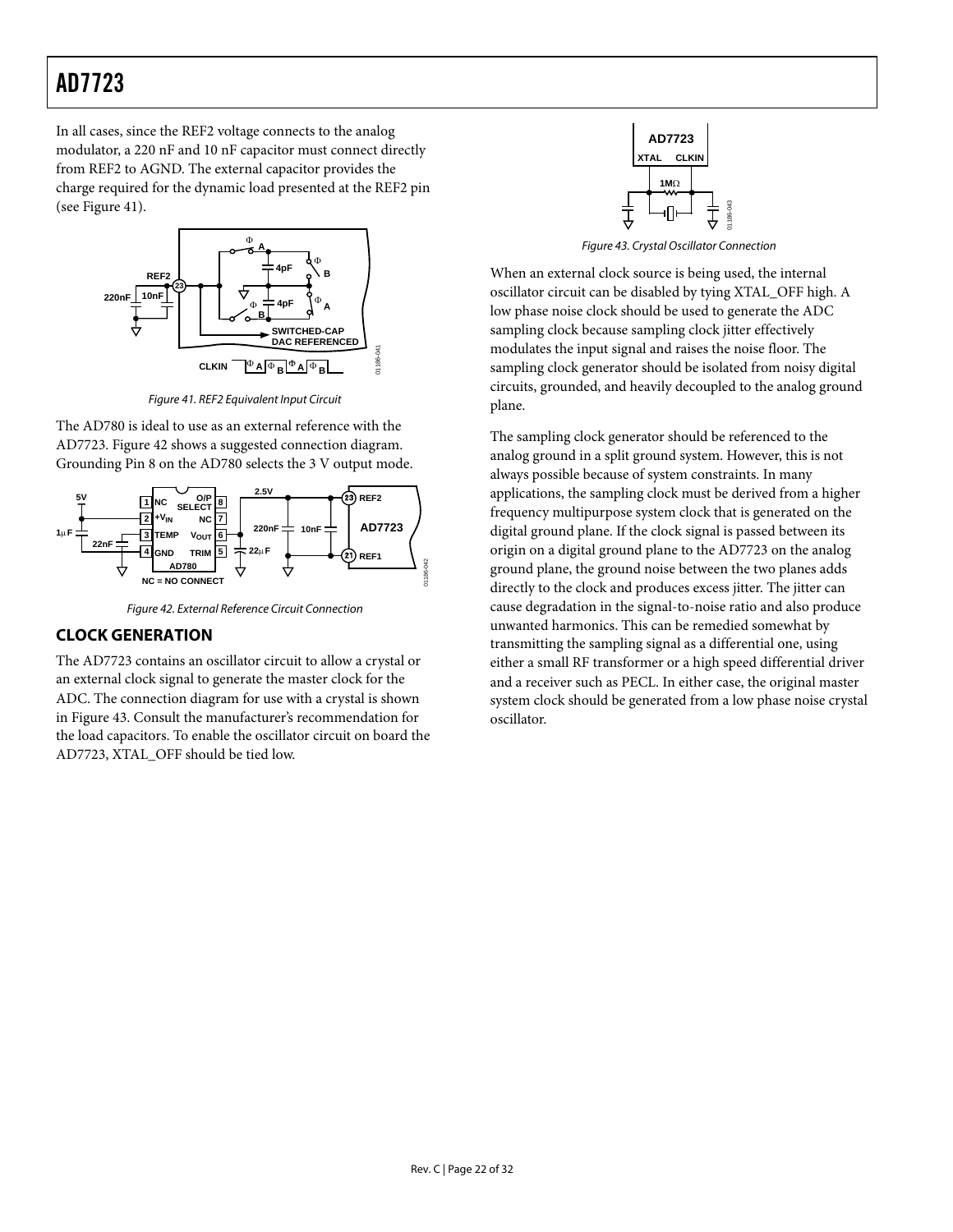In all cases, since the REF2 voltage connects to the analog modulator, a 220 nF and 10 nF capacitor must connect directly from REF2 to AGND. The external capacitor provides the charge required for the dynamic load presented at the REF2 pin (see Figure 41).

Figure 41. REF2 Equivalent Input Circuit

The AD780 is ideal to use as an external reference with the AD7723. Figure 42 shows a suggested connection diagram. Grounding Pin 8 on the AD780 selects the 3 V output mode.

Figure 42. External Reference Circuit Connection

## CLOCK GENERATION

The AD7723 contains an oscillator circuit to allow a crystal or an external clock signal to generate the master clock for the ADC. The connection diagram for use with a crystal is shown in Figure 43. Consult the manufacturer's recommendation for the load capacitors. To enable the oscillator circuit on board the AD7723, XTAL_OFF should be tied low.

Figure 43. Crystal Oscillator Connection

When an external clock source is being used, the internal oscillator circuit can be disabled by tying XTAL_OFF high. A low phase noise clock should be used to generate the ADC sampling clock because sampling clock jitter effectively modulates the input signal and raises the noise floor. The sampling clock generator should be isolated from noisy digital circuits, grounded, and heavily decoupled to the analog ground plane.

The sampling clock generator should be referenced to the analog ground in a split ground system. However, this is not always possible because of system constraints. In many applications, the sampling clock must be derived from a higher frequency multipurpose system clock that is generated on the digital ground plane. If the clock signal is passed between its origin on a digital ground plane to the AD7723 on the analog ground plane, the ground noise between the two planes adds directly to the clock and produces excess jitter. The jitter can cause degradation in the signal-to-noise ratio and also produce unwanted harmonics. This can be remedied somewhat by transmitting the sampling signal as a differential one, using either a small RF transformer or a high speed differential driver and a receiver such as PECL. In either case, the original master system clock should be generated from a low phase noise crystal oscillator.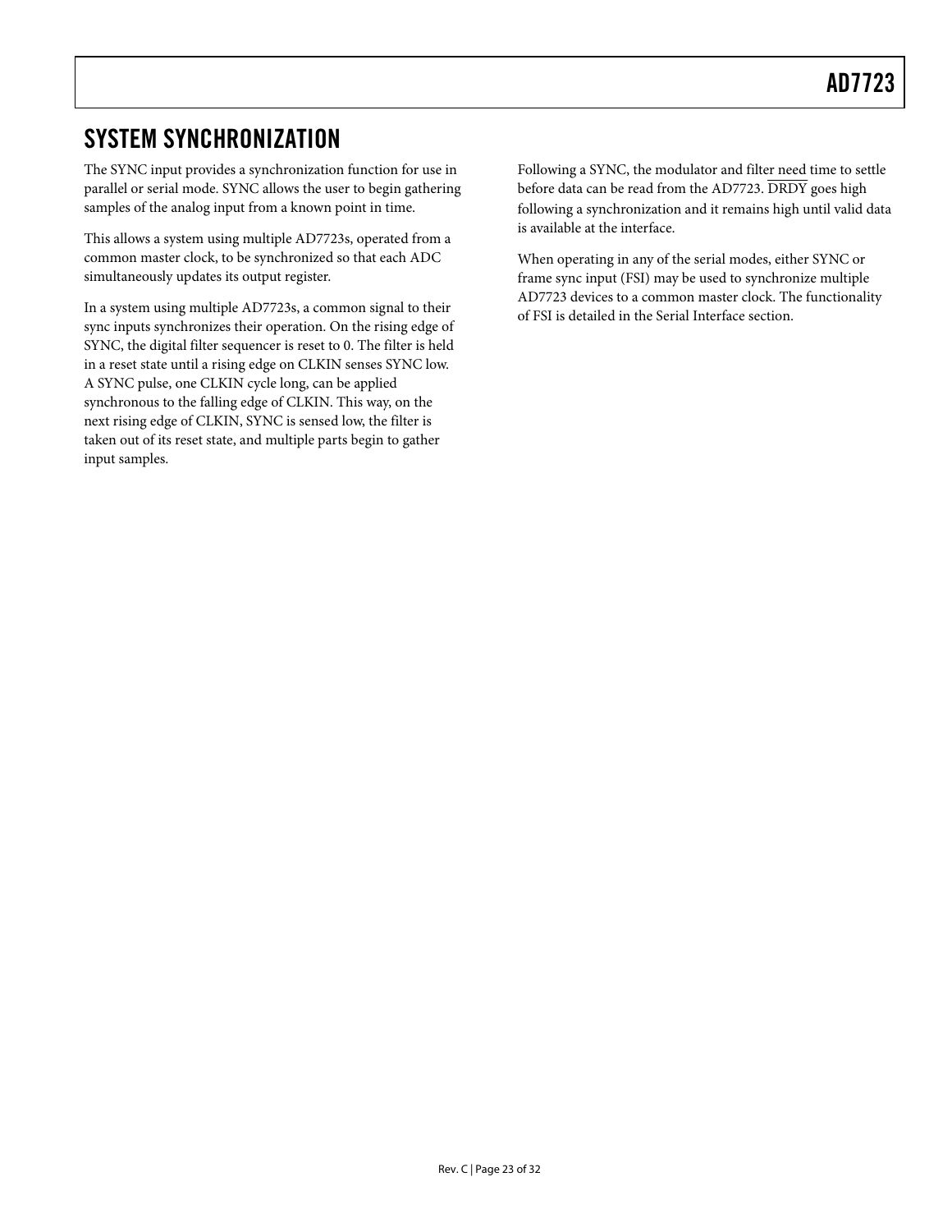## SYSTEM SYNCHRONIZATION

The SYNC input provides a synchronization function for use in parallel or serial mode. SYNC allows the user to begin gathering samples of the analog input from a known point in time.

This allows a system using multiple AD7723s, operated from a common master clock, to be synchronized so that each ADC simultaneously updates its output register.

In a system using multiple AD7723s, a common signal to their sync inputs synchronizes their operation. On the rising edge of SYNC, the digital filter sequencer is reset to 0. The filter is held in a reset state until a rising edge on CLKIN senses SYNC low. A SYNC pulse, one CLKIN cycle long, can be applied synchronous to the falling edge of CLKIN. This way, on the next rising edge of CLKIN, SYNC is sensed low, the filter is taken out of its reset state, and multiple parts begin to gather input samples.

Following a SYNC, the modulator and filter need time to settle before data can be read from the AD7723. $\overline{\text{DRDY}}$ goes high following a synchronization and it remains high until valid data is available at the interface.

When operating in any of the serial modes, either SYNC or frame sync input (FSI) may be used to synchronize multiple AD7723 devices to a common master clock. The functionality of FSI is detailed in the Serial Interface section.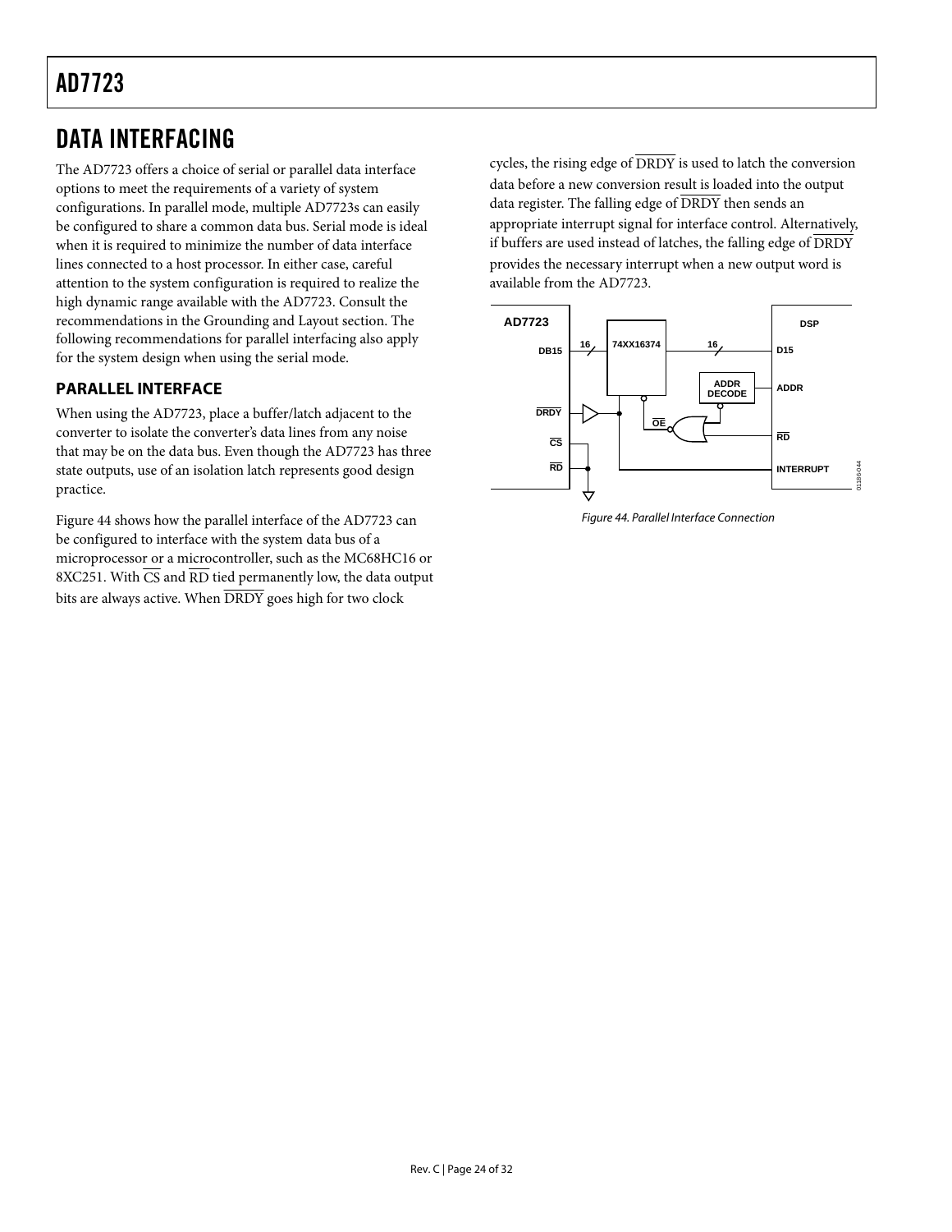# DATA INTERFACING

The AD7723 offers a choice of serial or parallel data interface options to meet the requirements of a variety of system configurations. In parallel mode, multiple AD7723s can easily be configured to share a common data bus. Serial mode is ideal when it is required to minimize the number of data interface lines connected to a host processor. In either case, careful attention to the system configuration is required to realize the high dynamic range available with the AD7723. Consult the recommendations in the Grounding and Layout section. The following recommendations for parallel interfacing also apply for the system design when using the serial mode.

## PARALLEL INTERFACE

When using the AD7723, place a buffer/latch adjacent to the converter to isolate the converter's data lines from any noise that may be on the data bus. Even though the AD7723 has three state outputs, use of an isolation latch represents good design practice.

Figure 44 shows how the parallel interface of the AD7723 can be configured to interface with the system data bus of a microprocessor or a microcontroller, such as the MC68HC16 or 8XC251. With $\overline{CS}$ and $\overline{RD}$ tied permanently low, the data output bits are always active. When $\overline{DRDY}$ goes high for two clock cycles, the rising edge of $\overline{DRDY}$ is used to latch the conversion data before a new conversion result is loaded into the output data register. The falling edge of $\overline{DRDY}$ then sends an appropriate interrupt signal for interface control. Alternatively, if buffers are used instead of latches, the falling edge of $\overline{DRDY}$ provides the necessary interrupt when a new output word is available from the AD7723.

*Figure 44. Parallel Interface Connection*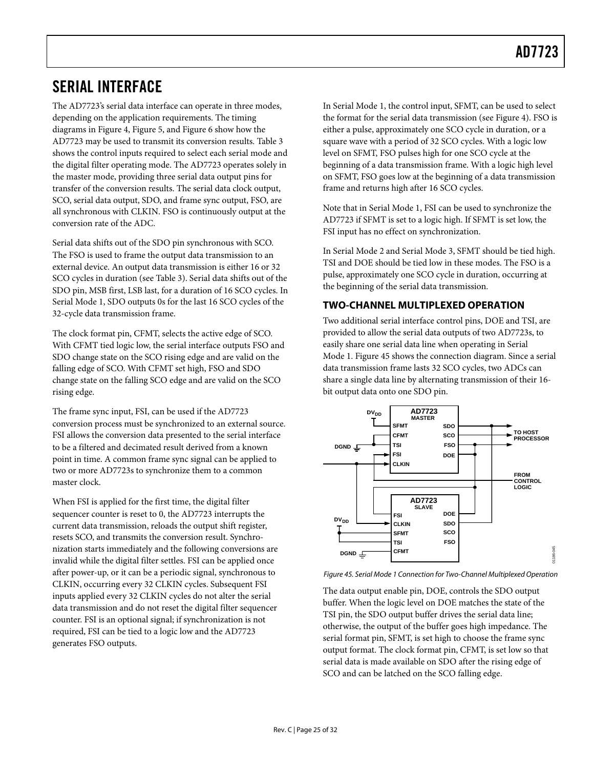# SERIAL INTERFACE

The AD7723's serial data interface can operate in three modes, depending on the application requirements. The timing diagrams in Figure 4, Figure 5, and Figure 6 show how the AD7723 may be used to transmit its conversion results. Table 3 shows the control inputs required to select each serial mode and the digital filter operating mode. The AD7723 operates solely in the master mode, providing three serial data output pins for transfer of the conversion results. The serial data clock output, SCO, serial data output, SDO, and frame sync output, FSO, are all synchronous with CLKIN. FSO is continuously output at the conversion rate of the ADC.

Serial data shifts out of the SDO pin synchronous with SCO. The FSO is used to frame the output data transmission to an external device. An output data transmission is either 16 or 32 SCO cycles in duration (see Table 3). Serial data shifts out of the SDO pin, MSB first, LSB last, for a duration of 16 SCO cycles. In Serial Mode 1, SDO outputs 0s for the last 16 SCO cycles of the 32-cycle data transmission frame.

The clock format pin, CFMT, selects the active edge of SCO. With CFMT tied logic low, the serial interface outputs FSO and SDO change state on the SCO rising edge and are valid on the falling edge of SCO. With CFMT set high, FSO and SDO change state on the falling SCO edge and are valid on the SCO rising edge.

The frame sync input, FSI, can be used if the AD7723 conversion process must be synchronized to an external source. FSI allows the conversion data presented to the serial interface to be a filtered and decimated result derived from a known point in time. A common frame sync signal can be applied to two or more AD7723s to synchronize them to a common master clock.

When FSI is applied for the first time, the digital filter sequencer counter is reset to 0, the AD7723 interrupts the current data transmission, reloads the output shift register, resets SCO, and transmits the conversion result. Synchronization starts immediately and the following conversions are invalid while the digital filter settles. FSI can be applied once after power-up, or it can be a periodic signal, synchronous to CLKIN, occurring every 32 CLKIN cycles. Subsequent FSI inputs applied every 32 CLKIN cycles do not alter the serial data transmission and do not reset the digital filter sequencer counter. FSI is an optional signal; if synchronization is not required, FSI can be tied to a logic low and the AD7723 generates FSO outputs.

In Serial Mode 1, the control input, SFMT, can be used to select the format for the serial data transmission (see Figure 4). FSO is either a pulse, approximately one SCO cycle in duration, or a square wave with a period of 32 SCO cycles. With a logic low level on SFMT, FSO pulses high for one SCO cycle at the beginning of a data transmission frame. With a logic high level on SFMT, FSO goes low at the beginning of a data transmission frame and returns high after 16 SCO cycles.

Note that in Serial Mode 1, FSI can be used to synchronize the AD7723 if SFMT is set to a logic high. If SFMT is set low, the FSI input has no effect on synchronization.

In Serial Mode 2 and Serial Mode 3, SFMT should be tied high. TSI and DOE should be tied low in these modes. The FSO is a pulse, approximately one SCO cycle in duration, occurring at the beginning of the serial data transmission.

## TWO-CHANNEL MULTIPLEXED OPERATION

Two additional serial interface control pins, DOE and TSI, are provided to allow the serial data outputs of two AD7723s, to easily share one serial data line when operating in Serial Mode 1. Figure 45 shows the connection diagram. Since a serial data transmission frame lasts 32 SCO cycles, two ADCs can share a single data line by alternating transmission of their 16-bit output data onto one SDO pin.

*Figure 45. Serial Mode 1 Connection for Two-Channel Multiplexed Operation*

The data output enable pin, DOE, controls the SDO output buffer. When the logic level on DOE matches the state of the TSI pin, the SDO output buffer drives the serial data line; otherwise, the output of the buffer goes high impedance. The serial format pin, SFMT, is set high to choose the frame sync output format. The clock format pin, CFMT, is set low so that serial data is made available on SDO after the rising edge of SCO and can be latched on the SCO falling edge.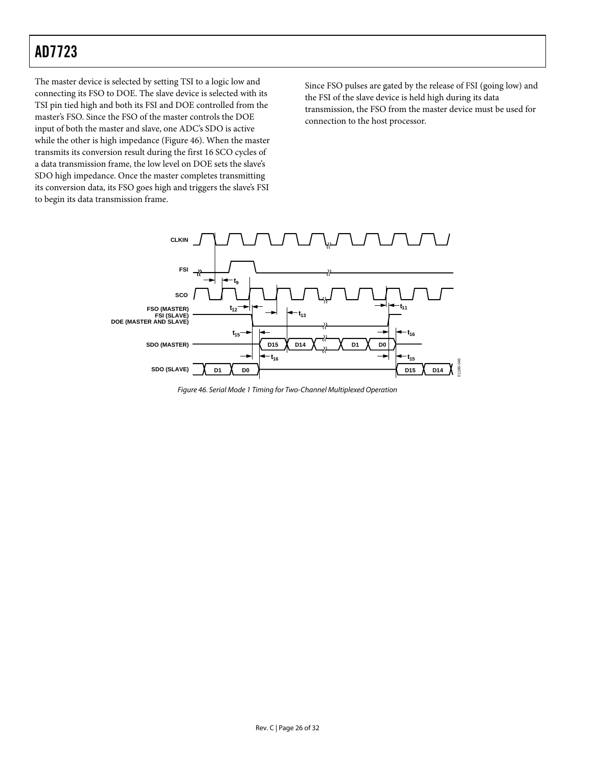The master device is selected by setting TSI to a logic low and connecting its FSO to DOE. The slave device is selected with its TSI pin tied high and both its FSI and DOE controlled from the master's FSO. Since the FSO of the master controls the DOE input of both the master and slave, one ADC's SDO is active while the other is high impedance (Figure 46). When the master transmits its conversion result during the first 16 SCO cycles of a data transmission frame, the low level on DOE sets the slave's SDO high impedance. Once the master completes transmitting its conversion data, its FSO goes high and triggers the slave's FSI to begin its data transmission frame.

Since FSO pulses are gated by the release of FSI (going low) and the FSI of the slave device is held high during its data transmission, the FSO from the master device must be used for connection to the host processor.

*Figure 46. Serial Mode 1 Timing for Two-Channel Multiplexed Operation*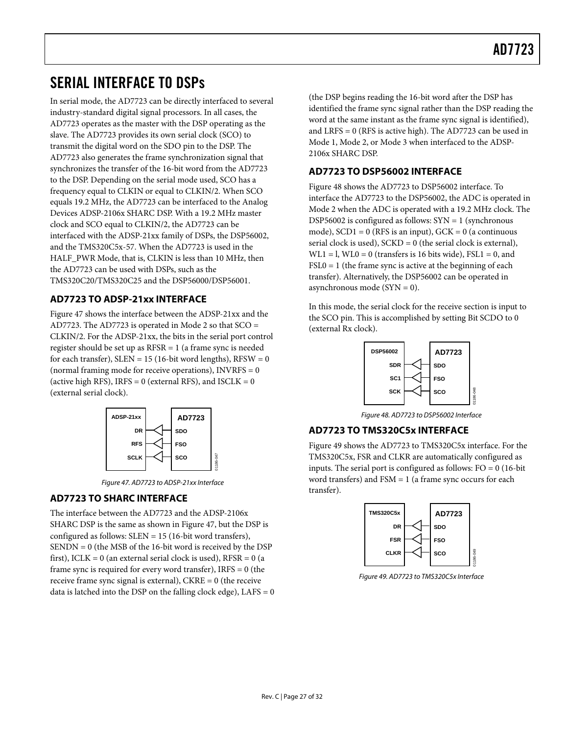# SERIAL INTERFACE TO DSPs

In serial mode, the AD7723 can be directly interfaced to several industry-standard digital signal processors. In all cases, the AD7723 operates as the master with the DSP operating as the slave. The AD7723 provides its own serial clock (SCO) to transmit the digital word on the SDO pin to the DSP. The AD7723 also generates the frame synchronization signal that synchronizes the transfer of the 16-bit word from the AD7723 to the DSP. Depending on the serial mode used, SCO has a frequency equal to CLKIN or equal to CLKIN/2. When SCO equals 19.2 MHz, the AD7723 can be interfaced to the Analog Devices ADSP-2106x SHARC DSP. With a 19.2 MHz master clock and SCO equal to CLKIN/2, the AD7723 can be interfaced with the ADSP-21xx family of DSPs, the DSP56002, and the TMS320C5x-57. When the AD7723 is used in the HALF_PWR Mode, that is, CLKIN is less than 10 MHz, then the AD7723 can be used with DSPs, such as the TMS320C20/TMS320C25 and the DSP56000/DSP56001.

## AD7723 TO ADSP-21xx INTERFACE

Figure 47 shows the interface between the ADSP-21xx and the AD7723. The AD7723 is operated in Mode 2 so that SCO = CLKIN/2. For the ADSP-21xx, the bits in the serial port control register should be set up as RFSR = 1 (a frame sync is needed for each transfer), SLEN = 15 (16-bit word lengths), RFSW = 0 (normal framing mode for receive operations), INVRFS = 0 (active high RFS), IRFS = 0 (external RFS), and ISCLK = 0 (external serial clock).

*Figure 47. AD7723 to ADSP-21xx Interface*

## AD7723 TO SHARC INTERFACE

The interface between the AD7723 and the ADSP-2106x SHARC DSP is the same as shown in Figure 47, but the DSP is configured as follows: SLEN = 15 (16-bit word transfers), SENDN = 0 (the MSB of the 16-bit word is received by the DSP first), ICLK = 0 (an external serial clock is used), RFSR = 0 (a frame sync is required for every word transfer), IRFS = 0 (the receive frame sync signal is external), CKRE = 0 (the receive data is latched into the DSP on the falling clock edge), LAFS = 0 (the DSP begins reading the 16-bit word after the DSP has identified the frame sync signal rather than the DSP reading the word at the same instant as the frame sync signal is identified), and LRFS = 0 (RFS is active high). The AD7723 can be used in Mode 1, Mode 2, or Mode 3 when interfaced to the ADSP-2106x SHARC DSP.

## AD7723 TO DSP56002 INTERFACE

Figure 48 shows the AD7723 to DSP56002 interface. To interface the AD7723 to the DSP56002, the ADC is operated in Mode 2 when the ADC is operated with a 19.2 MHz clock. The DSP56002 is configured as follows: SYN = 1 (synchronous mode), SCD1 = 0 (RFS is an input), GCK = 0 (a continuous serial clock is used), SCKD = 0 (the serial clock is external), WL1 = l, WL0 = 0 (transfers is 16 bits wide), FSL1 = 0, and FSL0 = 1 (the frame sync is active at the beginning of each transfer). Alternatively, the DSP56002 can be operated in asynchronous mode (SYN = 0).

In this mode, the serial clock for the receive section is input to the SCO pin. This is accomplished by setting Bit SCDO to 0 (external Rx clock).

*Figure 48. AD7723 to DSP56002 Interface*

## AD7723 TO TMS320C5x INTERFACE

Figure 49 shows the AD7723 to TMS320C5x interface. For the TMS320C5x, FSR and CLKR are automatically configured as inputs. The serial port is configured as follows: FO = 0 (16-bit word transfers) and FSM = 1 (a frame sync occurs for each transfer).

*Figure 49. AD7723 to TMS320C5x Interface*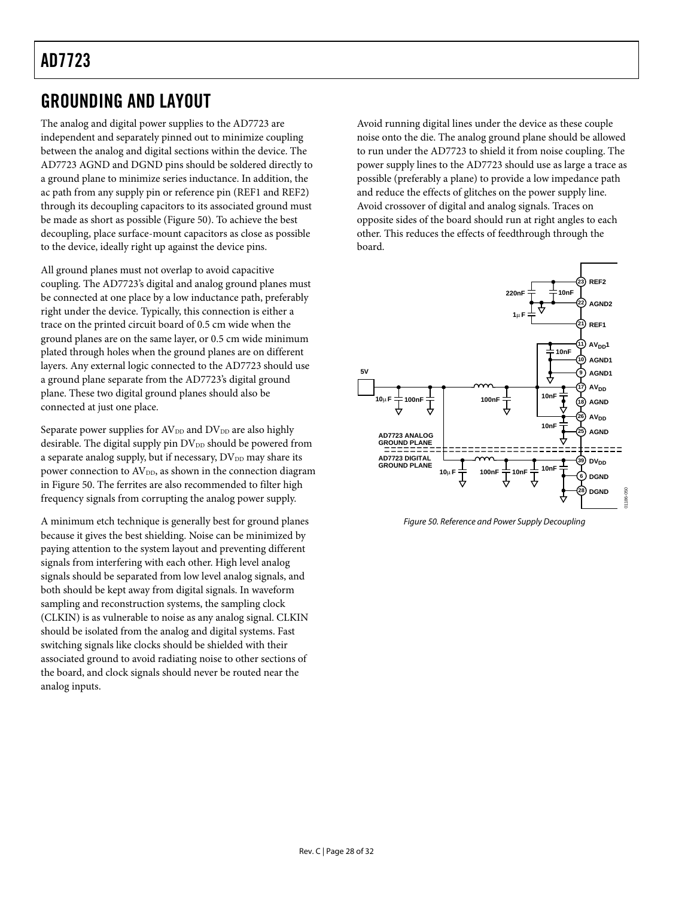## GROUNDING AND LAYOUT

The analog and digital power supplies to the AD7723 are independent and separately pinned out to minimize coupling between the analog and digital sections within the device. The AD7723 AGND and DGND pins should be soldered directly to a ground plane to minimize series inductance. In addition, the ac path from any supply pin or reference pin (REF1 and REF2) through its decoupling capacitors to its associated ground must be made as short as possible (Figure 50). To achieve the best decoupling, place surface-mount capacitors as close as possible to the device, ideally right up against the device pins.

All ground planes must not overlap to avoid capacitive coupling. The AD7723's digital and analog ground planes must be connected at one place by a low inductance path, preferably right under the device. Typically, this connection is either a trace on the printed circuit board of 0.5 cm wide when the ground planes are on the same layer, or 0.5 cm wide minimum plated through holes when the ground planes are on different layers. Any external logic connected to the AD7723 should use a ground plane separate from the AD7723's digital ground plane. These two digital ground planes should also be connected at just one place.

Separate power supplies for $AV_{DD}$ and $DV_{DD}$ are also highly desirable. The digital supply pin $DV_{DD}$ should be powered from a separate analog supply, but if necessary, $DV_{DD}$ may share its power connection to $AV_{DD}$, as shown in the connection diagram in Figure 50. The ferrites are also recommended to filter high frequency signals from corrupting the analog power supply.

A minimum etch technique is generally best for ground planes because it gives the best shielding. Noise can be minimized by paying attention to the system layout and preventing different signals from interfering with each other. High level analog signals should be separated from low level analog signals, and both should be kept away from digital signals. In waveform sampling and reconstruction systems, the sampling clock (CLKIN) is as vulnerable to noise as any analog signal. CLKIN should be isolated from the analog and digital systems. Fast switching signals like clocks should be shielded with their associated ground to avoid radiating noise to other sections of the board, and clock signals should never be routed near the analog inputs.

Avoid running digital lines under the device as these couple noise onto the die. The analog ground plane should be allowed to run under the AD7723 to shield it from noise coupling. The power supply lines to the AD7723 should use as large a trace as possible (preferably a plane) to provide a low impedance path and reduce the effects of glitches on the power supply line. Avoid crossover of digital and analog signals. Traces on opposite sides of the board should run at right angles to each other. This reduces the effects of feedthrough through the board.

*Figure 50. Reference and Power Supply Decoupling*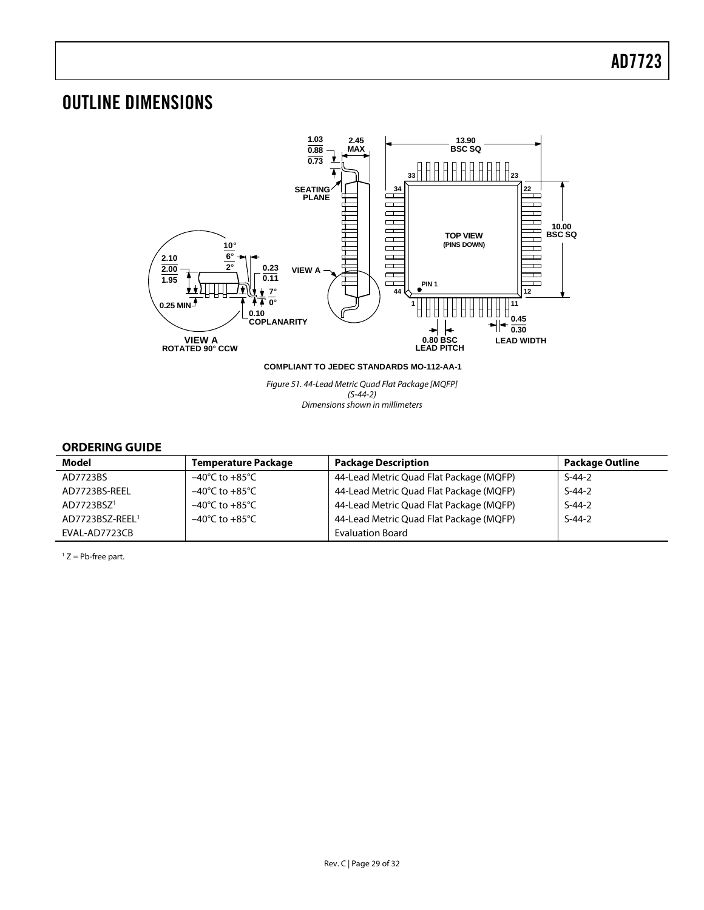# OUTLINE DIMENSIONS

COMPLIANT TO JEDEC STANDARDS MO-112-AA-1

*Figure 51. 44-Lead Metric Quad Flat Package [MQFP] (S-44-2) Dimensions shown in millimeters*

## ORDERING GUIDE

| Model | Temperature Package | Package Description | Package Outline |
|---|---|---|---|
| AD7723BS | –40°C to +85°C | 44-Lead Metric Quad Flat Package (MQFP) | S-44-2 |
| AD7723BS-REEL | –40°C to +85°C | 44-Lead Metric Quad Flat Package (MQFP) | S-44-2 |
| AD7723BSZ[1] | –40°C to +85°C | 44-Lead Metric Quad Flat Package (MQFP) | S-44-2 |
| AD7723BSZ-REEL[1] | –40°C to +85°C | 44-Lead Metric Quad Flat Package (MQFP) | S-44-2 |
| EVAL-AD7723CB | | Evaluation Board | |

[1] Z = Pb-free part.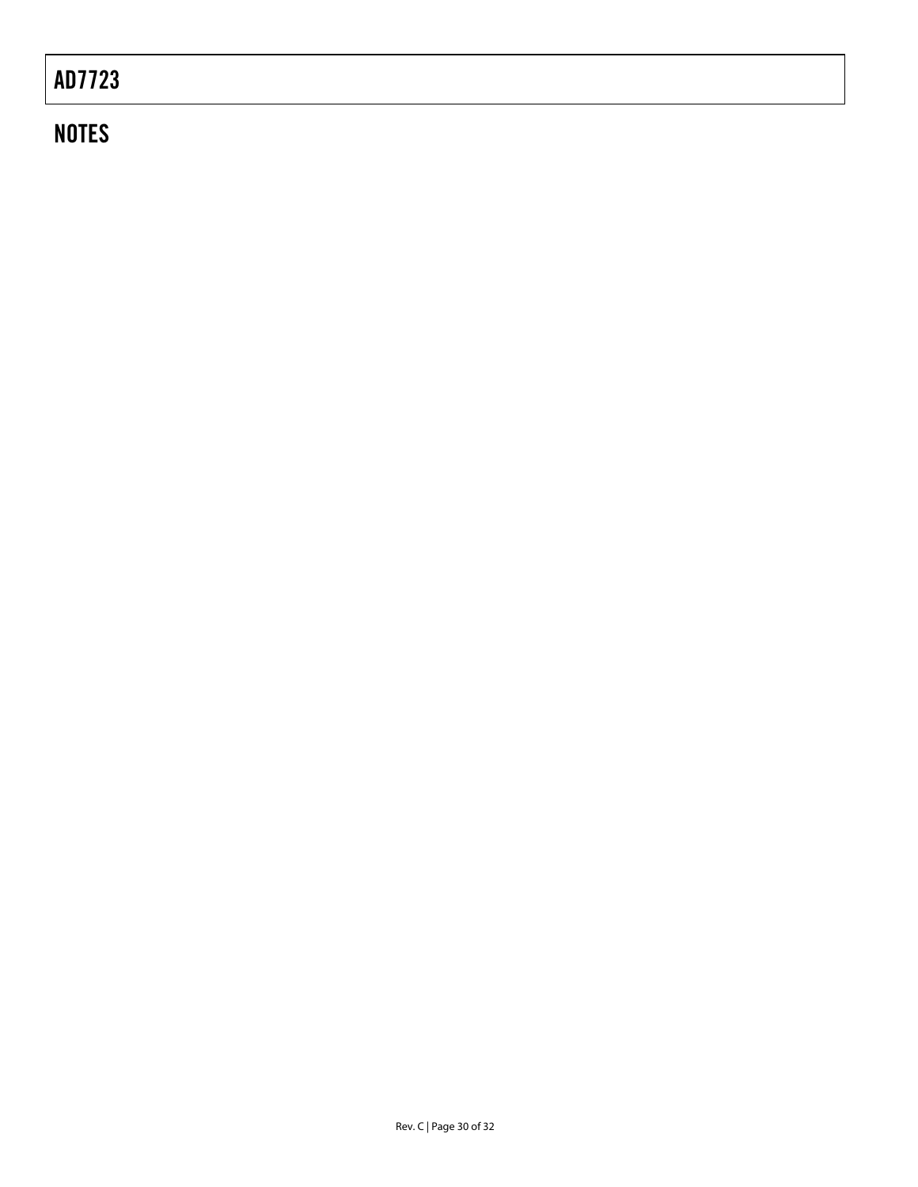## NOTES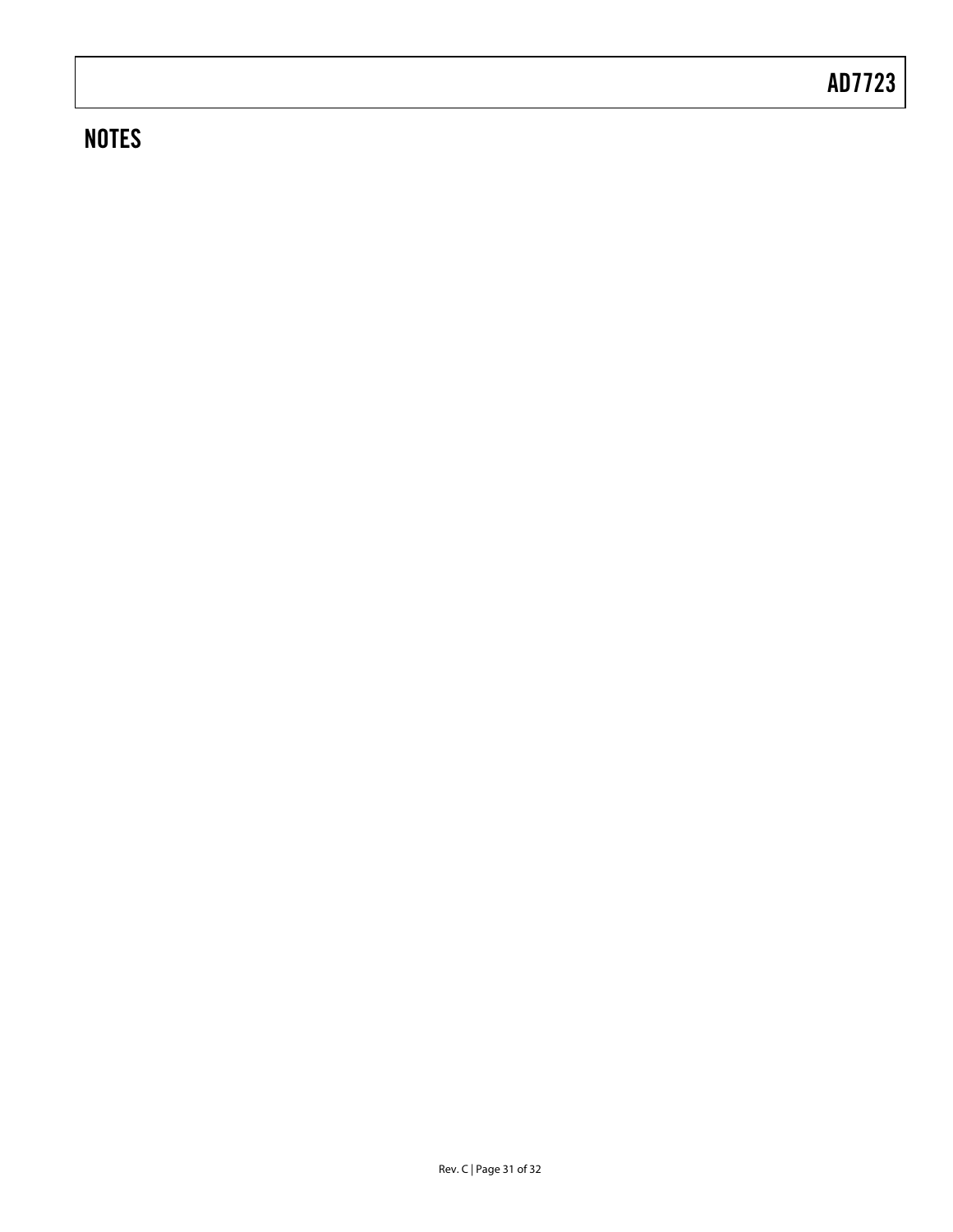## NOTES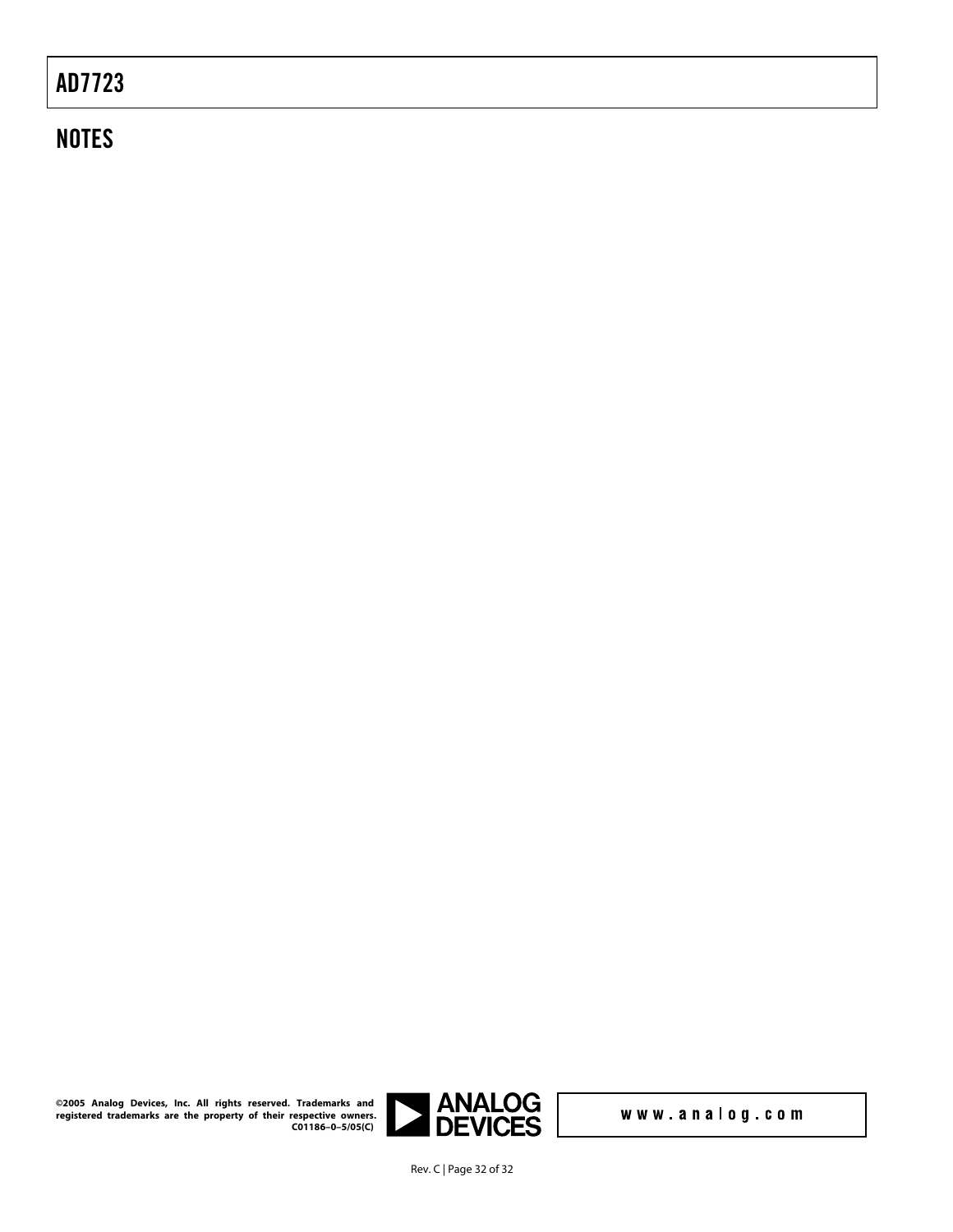## NOTES

©2005 Analog Devices, Inc. All rights reserved. Trademarks and registered trademarks are the property of their respective owners.
C01186–0–5/05(C)

www.analog.com